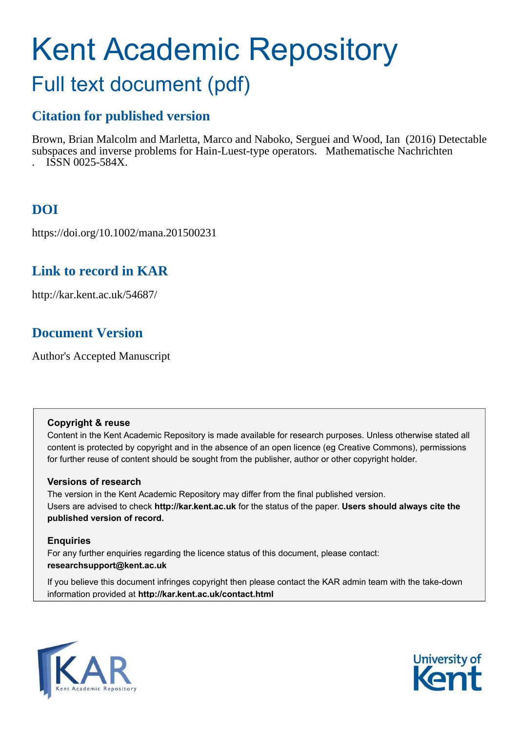# Kent Academic Repository

## Full text document (pdf)

### Citation for published version

Brown, Brian Malcolm and Marletta, Marco and Naboko, Serguei and Wood, Ian (2016) Detectable subspaces and inverse problems for Hain-Luest-type operators. Mathematische Nachrichten . ISSN 0025-584X.

### DOI

https://doi.org/10.1002/mana.201500231

### Link to record in KAR

http://kar.kent.ac.uk/54687/

### Document Version

Author's Accepted Manuscript

**Copyright & reuse**

Content in the Kent Academic Repository is made available for research purposes. Unless otherwise stated all content is protected by copyright and in the absence of an open licence (eg Creative Commons), permissions for further reuse of content should be sought from the publisher, author or other copyright holder.

**Versions of research**

The version in the Kent Academic Repository may differ from the final published version.
Users are advised to check **http://kar.kent.ac.uk** for the status of the paper. **Users should always cite the published version of record.**

**Enquiries**

For any further enquiries regarding the licence status of this document, please contact:
**researchsupport@kent.ac.uk**

If you believe this document infringes copyright then please contact the KAR admin team with the take-down information provided at **http://kar.kent.ac.uk/contact.html**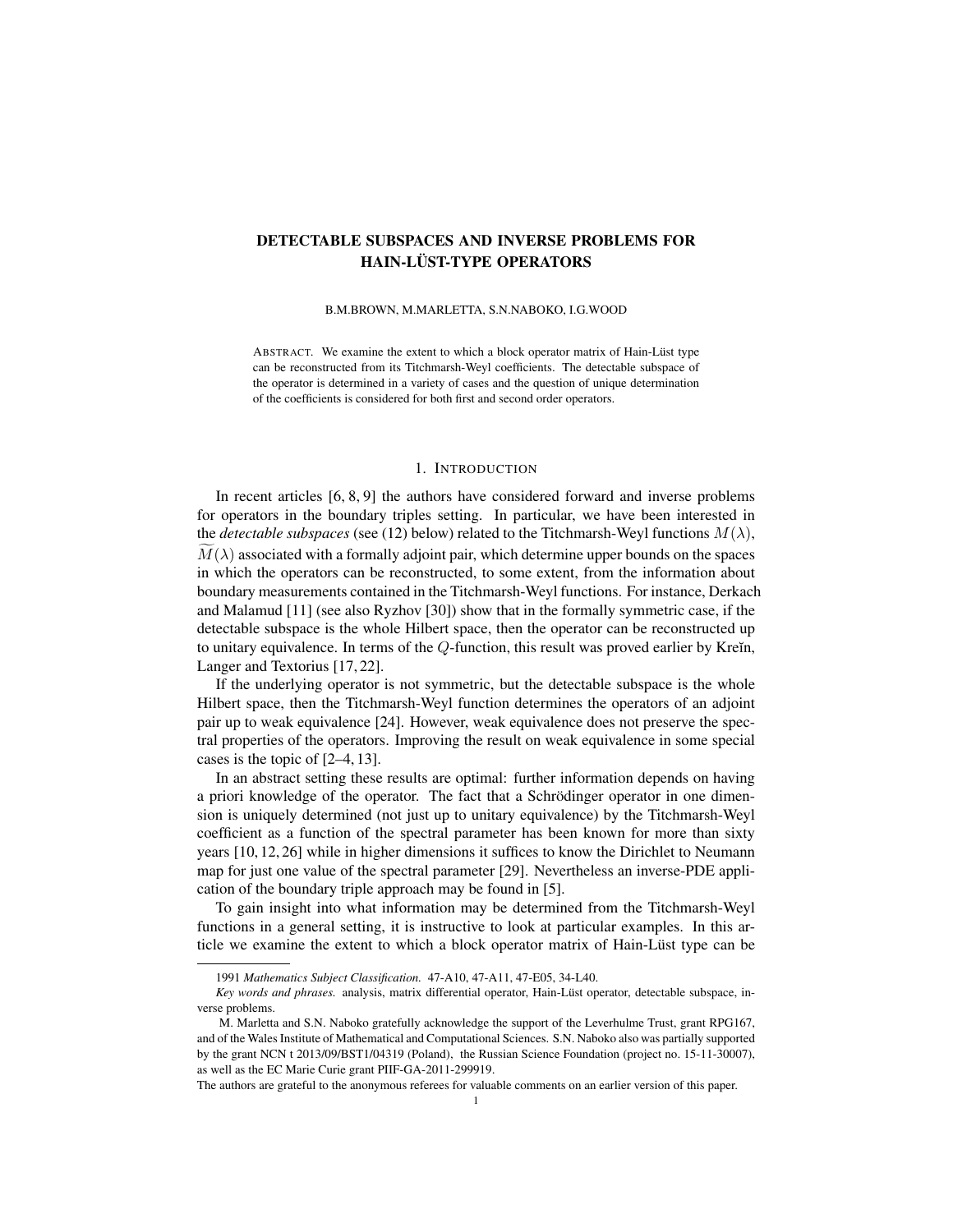# DETECTABLE SUBSPACES AND INVERSE PROBLEMS FOR HAIN-LÜST-TYPE OPERATORS

B.M.BROWN, M.MARLETTA, S.N.NABOKO, I.G.WOOD

ABSTRACT. We examine the extent to which a block operator matrix of Hain-Lüst type can be reconstructed from its Titchmarsh-Weyl coefficients. The detectable subspace of the operator is determined in a variety of cases and the question of unique determination of the coefficients is considered for both first and second order operators.

## 1. INTRODUCTION

In recent articles [6, 8, 9] the authors have considered forward and inverse problems for operators in the boundary triples setting. In particular, we have been interested in the *detectable subspaces* (see (12) below) related to the Titchmarsh-Weyl functions $M(\lambda)$, $\widetilde{M}(\lambda)$ associated with a formally adjoint pair, which determine upper bounds on the spaces in which the operators can be reconstructed, to some extent, from the information about boundary measurements contained in the Titchmarsh-Weyl functions. For instance, Derkach and Malamud [11] (see also Ryzhov [30]) show that in the formally symmetric case, if the detectable subspace is the whole Hilbert space, then the operator can be reconstructed up to unitary equivalence. In terms of the $Q$-function, this result was proved earlier by Kreĭn, Langer and Textorius [17, 22].

If the underlying operator is not symmetric, but the detectable subspace is the whole Hilbert space, then the Titchmarsh-Weyl function determines the operators of an adjoint pair up to weak equivalence [24]. However, weak equivalence does not preserve the spectral properties of the operators. Improving the result on weak equivalence in some special cases is the topic of [2–4, 13].

In an abstract setting these results are optimal: further information depends on having a priori knowledge of the operator. The fact that a Schrödinger operator in one dimension is uniquely determined (not just up to unitary equivalence) by the Titchmarsh-Weyl coefficient as a function of the spectral parameter has been known for more than sixty years [10, 12, 26] while in higher dimensions it suffices to know the Dirichlet to Neumann map for just one value of the spectral parameter [29]. Nevertheless an inverse-PDE application of the boundary triple approach may be found in [5].

To gain insight into what information may be determined from the Titchmarsh-Weyl functions in a general setting, it is instructive to look at particular examples. In this article we examine the extent to which a block operator matrix of Hain-Lüst type can be

---

1991 *Mathematics Subject Classification.* 47-A10, 47-A11, 47-E05, 34-L40.

*Key words and phrases.* analysis, matrix differential operator, Hain-Lüst operator, detectable subspace, inverse problems.

M. Marletta and S.N. Naboko gratefully acknowledge the support of the Leverhulme Trust, grant RPG167, and of the Wales Institute of Mathematical and Computational Sciences. S.N. Naboko also was partially supported by the grant NCN t 2013/09/BST1/04319 (Poland), the Russian Science Foundation (project no. 15-11-30007), as well as the EC Marie Curie grant PIIF-GA-2011-299919.

The authors are grateful to the anonymous referees for valuable comments on an earlier version of this paper.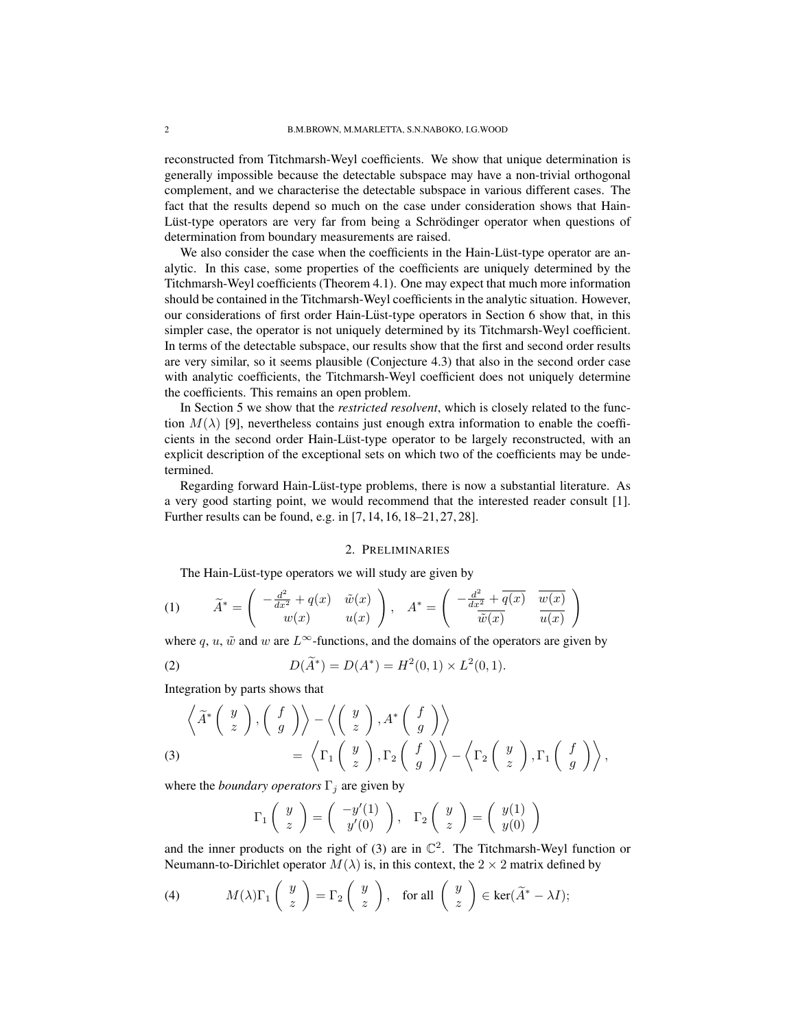reconstructed from Titchmarsh-Weyl coefficients. We show that unique determination is generally impossible because the detectable subspace may have a non-trivial orthogonal complement, and we characterise the detectable subspace in various different cases. The fact that the results depend so much on the case under consideration shows that Hain-Lüst-type operators are very far from being a Schrödinger operator when questions of determination from boundary measurements are raised.

We also consider the case when the coefficients in the Hain-Lüst-type operator are analytic. In this case, some properties of the coefficients are uniquely determined by the Titchmarsh-Weyl coefficients (Theorem 4.1). One may expect that much more information should be contained in the Titchmarsh-Weyl coefficients in the analytic situation. However, our considerations of first order Hain-Lüst-type operators in Section 6 show that, in this simpler case, the operator is not uniquely determined by its Titchmarsh-Weyl coefficient. In terms of the detectable subspace, our results show that the first and second order results are very similar, so it seems plausible (Conjecture 4.3) that also in the second order case with analytic coefficients, the Titchmarsh-Weyl coefficient does not uniquely determine the coefficients. This remains an open problem.

In Section 5 we show that the *restricted resolvent*, which is closely related to the function $M(\lambda)$ [9], nevertheless contains just enough extra information to enable the coefficients in the second order Hain-Lüst-type operator to be largely reconstructed, with an explicit description of the exceptional sets on which two of the coefficients may be undetermined.

Regarding forward Hain-Lüst-type problems, there is now a substantial literature. As a very good starting point, we would recommend that the interested reader consult [1]. Further results can be found, e.g. in [7, 14, 16, 18–21, 27, 28].

## 2. Preliminaries

The Hain-Lüst-type operators we will study are given by

$$\widetilde{A}^* = \begin{pmatrix} -\frac{d^2}{dx^2} + q(x) & \tilde{w}(x) \\ w(x) & u(x) \end{pmatrix}, \quad A^* = \begin{pmatrix} -\frac{d^2}{dx^2} + \overline{q(x)} & \overline{w(x)} \\ \overline{\tilde{w}(x)} & \overline{u(x)} \end{pmatrix} \tag{1}$$

where $q$, $u$, $\tilde{w}$ and $w$ are $L^\infty$-functions, and the domains of the operators are given by

$$D(\widetilde{A}^*) = D(A^*) = H^2(0,1) \times L^2(0,1). \tag{2}$$

Integration by parts shows that

$$\begin{aligned} &\left\langle \widetilde{A}^* \begin{pmatrix} y \\ z \end{pmatrix}, \begin{pmatrix} f \\ g \end{pmatrix} \right\rangle - \left\langle \begin{pmatrix} y \\ z \end{pmatrix}, A^* \begin{pmatrix} f \\ g \end{pmatrix} \right\rangle \\ &\qquad = \left\langle \Gamma_1 \begin{pmatrix} y \\ z \end{pmatrix}, \Gamma_2 \begin{pmatrix} f \\ g \end{pmatrix} \right\rangle - \left\langle \Gamma_2 \begin{pmatrix} y \\ z \end{pmatrix}, \Gamma_1 \begin{pmatrix} f \\ g \end{pmatrix} \right\rangle, \end{aligned} \tag{3}$$

where the *boundary operators* $\Gamma_j$ are given by

$$\Gamma_1 \begin{pmatrix} y \\ z \end{pmatrix} = \begin{pmatrix} -y'(1) \\ y'(0) \end{pmatrix}, \quad \Gamma_2 \begin{pmatrix} y \\ z \end{pmatrix} = \begin{pmatrix} y(1) \\ y(0) \end{pmatrix}$$

and the inner products on the right of (3) are in $\mathbb{C}^2$. The Titchmarsh-Weyl function or Neumann-to-Dirichlet operator $M(\lambda)$ is, in this context, the $2 \times 2$ matrix defined by

$$M(\lambda)\Gamma_1 \begin{pmatrix} y \\ z \end{pmatrix} = \Gamma_2 \begin{pmatrix} y \\ z \end{pmatrix}, \quad \text{for all } \begin{pmatrix} y \\ z \end{pmatrix} \in \ker(\widetilde{A}^* - \lambda I); \tag{4}$$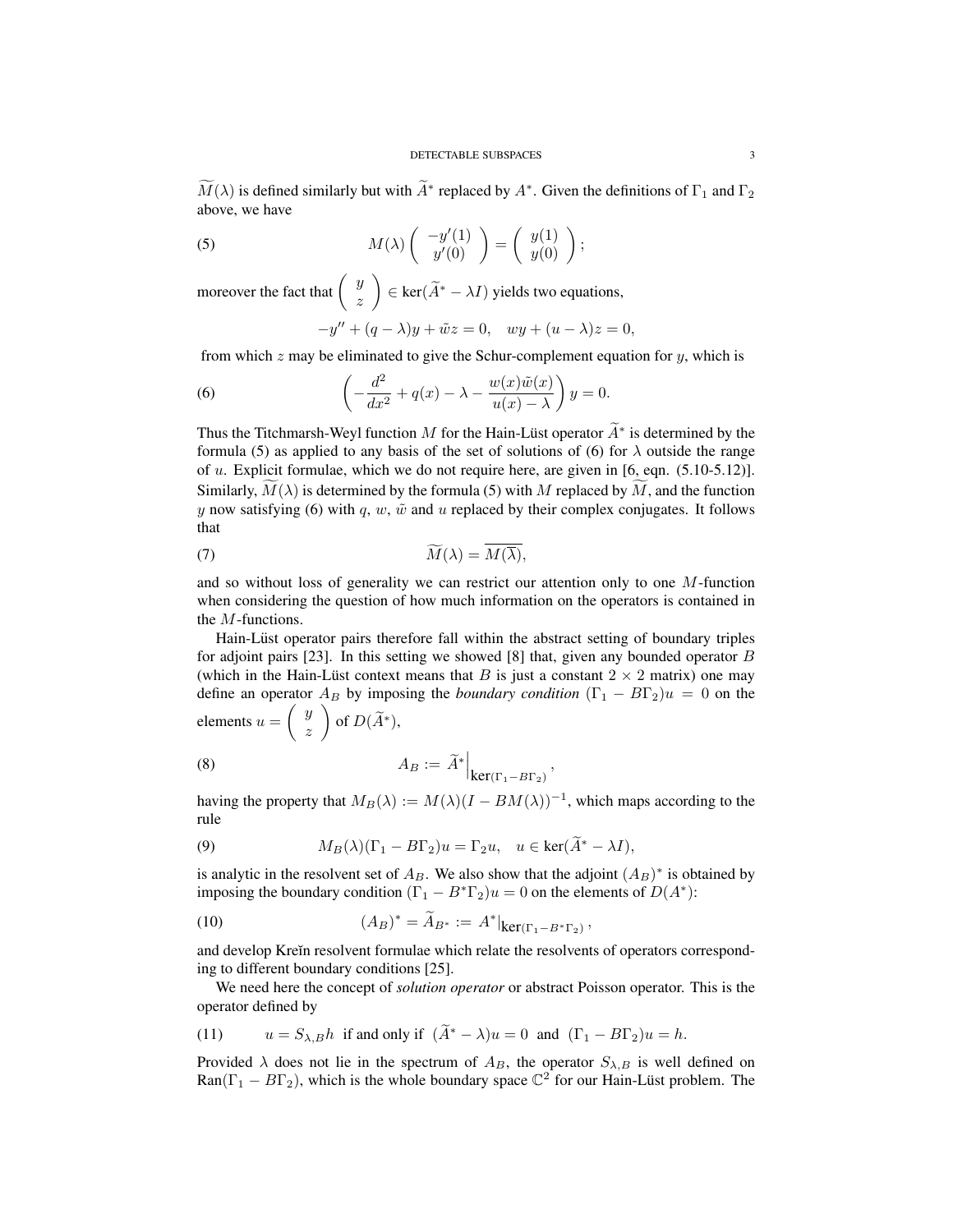$\widetilde{M}(\lambda)$ is defined similarly but with $\widetilde{A}^*$ replaced by $A^*$. Given the definitions of $\Gamma_1$ and $\Gamma_2$ above, we have

$$M(\lambda)\begin{pmatrix} -y'(1) \\ y'(0) \end{pmatrix} = \begin{pmatrix} y(1) \\ y(0) \end{pmatrix}; \tag{5}$$

moreover the fact that $\begin{pmatrix} y \\ z \end{pmatrix} \in \ker(\widetilde{A}^* - \lambda I)$ yields two equations,

$$-y'' + (q-\lambda)y + \tilde{w}z = 0, \quad wy + (u-\lambda)z = 0,$$

from which $z$ may be eliminated to give the Schur-complement equation for $y$, which is

$$\left(-\frac{d^2}{dx^2} + q(x) - \lambda - \frac{w(x)\tilde{w}(x)}{u(x)-\lambda}\right) y = 0. \tag{6}$$

Thus the Titchmarsh-Weyl function $M$ for the Hain-Lüst operator $\widetilde{A}^*$ is determined by the formula (5) as applied to any basis of the set of solutions of (6) for $\lambda$ outside the range of $u$. Explicit formulae, which we do not require here, are given in [6, eqn. (5.10-5.12)]. Similarly, $\widetilde{M}(\lambda)$ is determined by the formula (5) with $M$ replaced by $\widetilde{M}$, and the function $y$ now satisfying (6) with $q$, $w$, $\tilde{w}$ and $u$ replaced by their complex conjugates. It follows that

$$\widetilde{M}(\lambda) = \overline{M(\overline{\lambda})}, \tag{7}$$

and so without loss of generality we can restrict our attention only to one $M$-function when considering the question of how much information on the operators is contained in the $M$-functions.

Hain-Lüst operator pairs therefore fall within the abstract setting of boundary triples for adjoint pairs [23]. In this setting we showed [8] that, given any bounded operator $B$ (which in the Hain-Lüst context means that $B$ is just a constant $2 \times 2$ matrix) one may define an operator $A_B$ by imposing the *boundary condition* $(\Gamma_1 - B\Gamma_2)u = 0$ on the elements $u = \begin{pmatrix} y \\ z \end{pmatrix}$ of $D(\widetilde{A}^*)$,

$$A_B := \widetilde{A}^*\Big|_{\ker(\Gamma_1 - B\Gamma_2)}, \tag{8}$$

having the property that $M_B(\lambda) := M(\lambda)(I - BM(\lambda))^{-1}$, which maps according to the rule

$$M_B(\lambda)(\Gamma_1 - B\Gamma_2)u = \Gamma_2 u, \quad u \in \ker(\widetilde{A}^* - \lambda I), \tag{9}$$

is analytic in the resolvent set of $A_B$. We also show that the adjoint $(A_B)^*$ is obtained by imposing the boundary condition $(\Gamma_1 - B^*\Gamma_2)u = 0$ on the elements of $D(A^*)$:

$$(A_B)^* = \widetilde{A}_{B^*} := A^*|_{\ker(\Gamma_1 - B^*\Gamma_2)}, \tag{10}$$

and develop Kreĭn resolvent formulae which relate the resolvents of operators corresponding to different boundary conditions [25].

We need here the concept of *solution operator* or abstract Poisson operator. This is the operator defined by

$$u = S_{\lambda,B}h \;\text{ if and only if }\; (\widetilde{A}^* - \lambda)u = 0 \;\text{ and }\; (\Gamma_1 - B\Gamma_2)u = h. \tag{11}$$

Provided $\lambda$ does not lie in the spectrum of $A_B$, the operator $S_{\lambda,B}$ is well defined on $\mathrm{Ran}(\Gamma_1 - B\Gamma_2)$, which is the whole boundary space $\mathbb{C}^2$ for our Hain-Lüst problem. The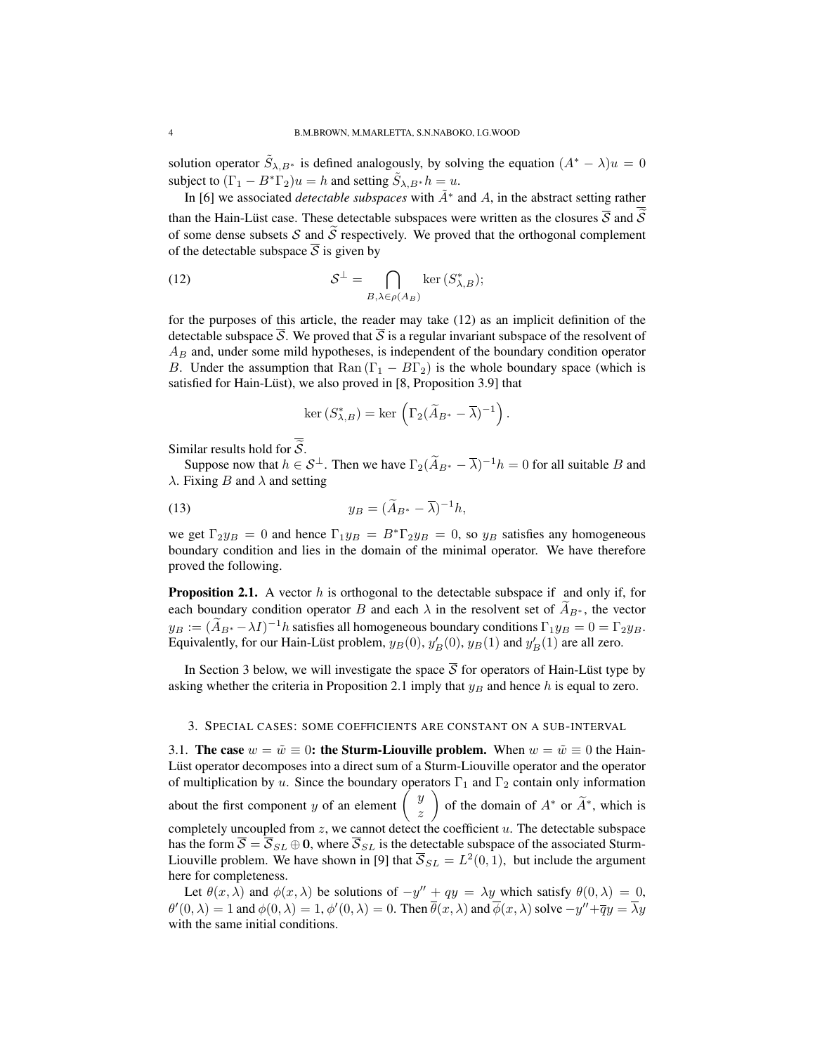solution operator $\tilde{S}_{\lambda,B^*}$ is defined analogously, by solving the equation $(A^* - \lambda)u = 0$ subject to $(\Gamma_1 - B^*\Gamma_2)u = h$ and setting $\tilde{S}_{\lambda,B^*}h = u$.

In [6] we associated *detectable subspaces* with $\tilde{A}^*$ and $A$, in the abstract setting rather than the Hain-Lüst case. These detectable subspaces were written as the closures $\overline{\mathcal{S}}$ and $\overline{\widetilde{\mathcal{S}}}$ of some dense subsets $\mathcal{S}$ and $\widetilde{\mathcal{S}}$ respectively. We proved that the orthogonal complement of the detectable subspace $\overline{\mathcal{S}}$ is given by

$$\mathcal{S}^\perp = \bigcap_{B,\lambda\in\rho(A_B)} \ker(S^*_{\lambda,B}); \tag{12}$$

for the purposes of this article, the reader may take (12) as an implicit definition of the detectable subspace $\overline{\mathcal{S}}$. We proved that $\overline{\mathcal{S}}$ is a regular invariant subspace of the resolvent of $A_B$ and, under some mild hypotheses, is independent of the boundary condition operator $B$. Under the assumption that $\mathrm{Ran}\,(\Gamma_1 - B\Gamma_2)$ is the whole boundary space (which is satisfied for Hain-Lüst), we also proved in [8, Proposition 3.9] that

$$\ker(S^*_{\lambda,B}) = \ker\left(\Gamma_2(\widetilde{A}_{B^*} - \overline{\lambda})^{-1}\right).$$

Similar results hold for $\overline{\widetilde{\mathcal{S}}}$.

Suppose now that $h \in \mathcal{S}^\perp$. Then we have $\Gamma_2(\widetilde{A}_{B^*} - \overline{\lambda})^{-1}h = 0$ for all suitable $B$ and $\lambda$. Fixing $B$ and $\lambda$ and setting

$$y_B = (\widetilde{A}_{B^*} - \overline{\lambda})^{-1}h, \tag{13}$$

we get $\Gamma_2 y_B = 0$ and hence $\Gamma_1 y_B = B^*\Gamma_2 y_B = 0$, so $y_B$ satisfies any homogeneous boundary condition and lies in the domain of the minimal operator. We have therefore proved the following.

**Proposition 2.1.** A vector $h$ is orthogonal to the detectable subspace if and only if, for each boundary condition operator $B$ and each $\lambda$ in the resolvent set of $\widetilde{A}_{B^*}$, the vector $y_B := (\widetilde{A}_{B^*} - \lambda I)^{-1}h$ satisfies all homogeneous boundary conditions $\Gamma_1 y_B = 0 = \Gamma_2 y_B$. Equivalently, for our Hain-Lüst problem, $y_B(0)$, $y'_B(0)$, $y_B(1)$ and $y'_B(1)$ are all zero.

In Section 3 below, we will investigate the space $\overline{\mathcal{S}}$ for operators of Hain-Lüst type by asking whether the criteria in Proposition 2.1 imply that $y_B$ and hence $h$ is equal to zero.

## 3. Special cases: some coefficients are constant on a sub-interval

### 3.1. The case $w = \tilde{w} \equiv 0$: the Sturm-Liouville problem.

When $w = \tilde{w} \equiv 0$ the Hain-Lüst operator decomposes into a direct sum of a Sturm-Liouville operator and the operator of multiplication by $u$. Since the boundary operators $\Gamma_1$ and $\Gamma_2$ contain only information about the first component $y$ of an element $\begin{pmatrix} y \\ z \end{pmatrix}$ of the domain of $A^*$ or $\widetilde{A}^*$, which is completely uncoupled from $z$, we cannot detect the coefficient $u$. The detectable subspace has the form $\overline{\mathcal{S}} = \overline{\mathcal{S}}_{SL} \oplus \mathbf{0}$, where $\overline{\mathcal{S}}_{SL}$ is the detectable subspace of the associated Sturm-Liouville problem. We have shown in [9] that $\overline{\mathcal{S}}_{SL} = L^2(0,1)$, but include the argument here for completeness.

Let $\theta(x,\lambda)$ and $\phi(x,\lambda)$ be solutions of $-y'' + qy = \lambda y$ which satisfy $\theta(0,\lambda) = 0$, $\theta'(0,\lambda) = 1$ and $\phi(0,\lambda) = 1$, $\phi'(0,\lambda) = 0$. Then $\overline{\theta}(x,\lambda)$ and $\overline{\phi}(x,\lambda)$ solve $-y'' + \overline{q}y = \overline{\lambda}y$ with the same initial conditions.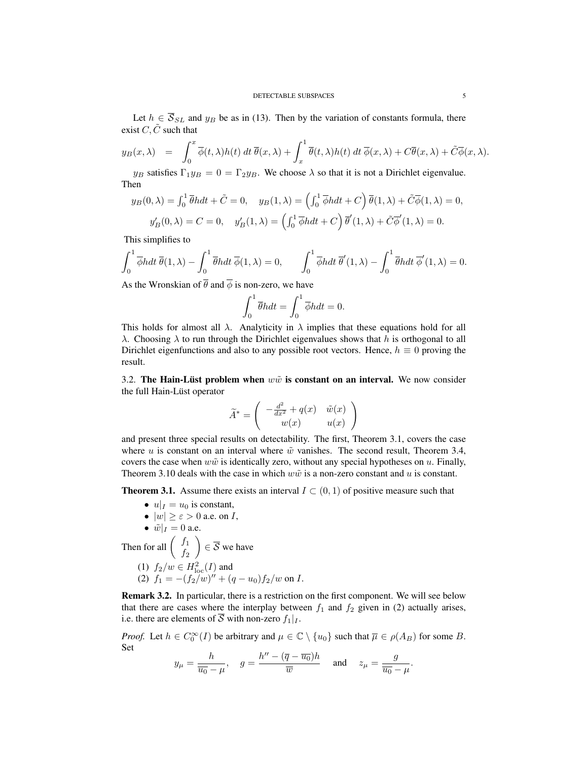Let $h \in \overline{\mathcal{S}}_{SL}$ and $y_B$ be as in (13). Then by the variation of constants formula, there exist $C, \tilde{C}$ such that

$$y_B(x,\lambda) \;=\; \int_0^x \overline{\phi}(t,\lambda)h(t)\,dt\,\overline{\theta}(x,\lambda) + \int_x^1 \overline{\theta}(t,\lambda)h(t)\,dt\,\overline{\phi}(x,\lambda) + C\overline{\theta}(x,\lambda) + \tilde{C}\overline{\phi}(x,\lambda).$$

$y_B$ satisfies $\Gamma_1 y_B = 0 = \Gamma_2 y_B$. We choose $\lambda$ so that it is not a Dirichlet eigenvalue. Then

$$y_B(0,\lambda) = \int_0^1 \overline{\theta} h dt + \tilde{C} = 0, \quad y_B(1,\lambda) = \left(\int_0^1 \overline{\phi} h dt + C\right)\overline{\theta}(1,\lambda) + \tilde{C}\overline{\phi}(1,\lambda) = 0,$$

$$y_B'(0,\lambda) = C = 0, \quad y_B'(1,\lambda) = \left(\int_0^1 \overline{\phi} h dt + C\right)\overline{\theta}'(1,\lambda) + \tilde{C}\overline{\phi}'(1,\lambda) = 0.$$

This simplifies to

$$\int_0^1 \overline{\phi} h dt\,\overline{\theta}(1,\lambda) - \int_0^1 \overline{\theta} h dt\,\overline{\phi}(1,\lambda) = 0, \qquad \int_0^1 \overline{\phi} h dt\,\overline{\theta}'(1,\lambda) - \int_0^1 \overline{\theta} h dt\,\overline{\phi}'(1,\lambda) = 0.$$

As the Wronskian of $\overline{\theta}$ and $\overline{\phi}$ is non-zero, we have

$$\int_0^1 \overline{\theta} h dt = \int_0^1 \overline{\phi} h dt = 0.$$

This holds for almost all $\lambda$. Analyticity in $\lambda$ implies that these equations hold for all $\lambda$. Choosing $\lambda$ to run through the Dirichlet eigenvalues shows that $h$ is orthogonal to all Dirichlet eigenfunctions and also to any possible root vectors. Hence, $h \equiv 0$ proving the result.

### 3.2. The Hain-Lüst problem when $w\tilde{w}$ is constant on an interval.

We now consider the full Hain-Lüst operator

$$\widetilde{A}^* = \begin{pmatrix} -\frac{d^2}{dx^2} + q(x) & \tilde{w}(x) \\ w(x) & u(x) \end{pmatrix}$$

and present three special results on detectability. The first, Theorem 3.1, covers the case where $u$ is constant on an interval where $\tilde{w}$ vanishes. The second result, Theorem 3.4, covers the case when $w\tilde{w}$ is identically zero, without any special hypotheses on $u$. Finally, Theorem 3.10 deals with the case in which $w\tilde{w}$ is a non-zero constant and $u$ is constant.

**Theorem 3.1.** Assume there exists an interval $I \subset (0,1)$ of positive measure such that

- $u|_I = u_0$ is constant,
- $|w| \geq \varepsilon > 0$ a.e. on $I$,
- $\tilde{w}|_I = 0$ a.e.

Then for all $\begin{pmatrix} f_1 \\ f_2 \end{pmatrix} \in \overline{\mathcal{S}}$ we have

(1) $f_2/w \in H^2_{\text{loc}}(I)$ and
(2) $f_1 = -(f_2/w)'' + (q - u_0) f_2/w$ on $I$.

**Remark 3.2.** In particular, there is a restriction on the first component. We will see below that there are cases where the interplay between $f_1$ and $f_2$ given in (2) actually arises, i.e. there are elements of $\overline{\mathcal{S}}$ with non-zero $f_1|_I$.

*Proof.* Let $h \in C_0^\infty(I)$ be arbitrary and $\mu \in \mathbb{C} \setminus \{u_0\}$ such that $\overline{\mu} \in \rho(A_B)$ for some $B$. Set

$$y_\mu = \frac{h}{\overline{u_0} - \mu}, \quad g = \frac{h'' - (\overline{q} - \overline{u_0})h}{\overline{w}} \quad \text{and} \quad z_\mu = \frac{g}{\overline{u_0} - \mu}.$$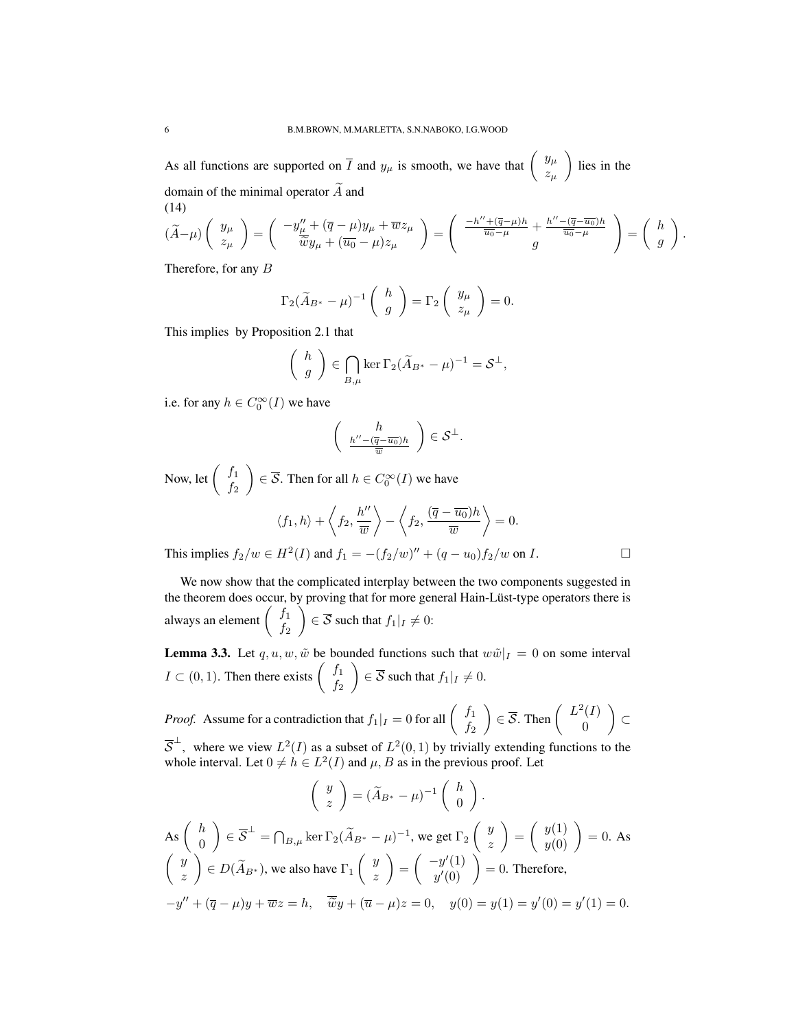As all functions are supported on $\overline{I}$ and $y_\mu$ is smooth, we have that $\begin{pmatrix} y_\mu \\ z_\mu \end{pmatrix}$ lies in the domain of the minimal operator $\widetilde{A}$ and

(14)

$$(\widetilde{A}-\mu)\begin{pmatrix} y_\mu \\ z_\mu \end{pmatrix} = \begin{pmatrix} -y_\mu'' + (\overline{q}-\mu)y_\mu + \overline{w}z_\mu \\ \overline{\widetilde{w}}y_\mu + (\overline{u_0}-\mu)z_\mu \end{pmatrix} = \begin{pmatrix} \frac{-h''+(\overline{q}-\mu)h}{\overline{u_0}-\mu} + \frac{h''-(\overline{q}-\overline{u_0})h}{\overline{u_0}-\mu} \\ g \end{pmatrix} = \begin{pmatrix} h \\ g \end{pmatrix}.$$

Therefore, for any $B$

$$\Gamma_2(\widetilde{A}_{B^*}-\mu)^{-1}\begin{pmatrix} h \\ g \end{pmatrix} = \Gamma_2\begin{pmatrix} y_\mu \\ z_\mu \end{pmatrix} = 0.$$

This implies by Proposition 2.1 that

$$\begin{pmatrix} h \\ g \end{pmatrix} \in \bigcap_{B,\mu} \ker \Gamma_2(\widetilde{A}_{B^*}-\mu)^{-1} = \mathcal{S}^\perp,$$

i.e. for any $h \in C_0^\infty(I)$ we have

$$\begin{pmatrix} h \\ \frac{h''-(\overline{q}-\overline{u_0})h}{\overline{w}} \end{pmatrix} \in \mathcal{S}^\perp.$$

Now, let $\begin{pmatrix} f_1 \\ f_2 \end{pmatrix} \in \overline{\mathcal{S}}$. Then for all $h \in C_0^\infty(I)$ we have

$$\langle f_1, h\rangle + \left\langle f_2, \frac{h''}{\overline{w}}\right\rangle - \left\langle f_2, \frac{(\overline{q}-\overline{u_0})h}{\overline{w}}\right\rangle = 0.$$

This implies $f_2/w \in H^2(I)$ and $f_1 = -(f_2/w)'' + (q-u_0)f_2/w$ on $I$. $\square$

We now show that the complicated interplay between the two components suggested in the theorem does occur, by proving that for more general Hain-Lüst-type operators there is always an element $\begin{pmatrix} f_1 \\ f_2 \end{pmatrix} \in \overline{\mathcal{S}}$ such that $f_1|_I \neq 0$:

**Lemma 3.3.** Let $q, u, w, \tilde{w}$ be bounded functions such that $w\tilde{w}|_I = 0$ on some interval $I \subset (0,1)$. Then there exists $\begin{pmatrix} f_1 \\ f_2 \end{pmatrix} \in \overline{\mathcal{S}}$ such that $f_1|_I \neq 0$.

*Proof.* Assume for a contradiction that $f_1|_I = 0$ for all $\begin{pmatrix} f_1 \\ f_2 \end{pmatrix} \in \overline{\mathcal{S}}$. Then $\begin{pmatrix} L^2(I) \\ 0 \end{pmatrix} \subset \overline{\mathcal{S}}^\perp$, where we view $L^2(I)$ as a subset of $L^2(0,1)$ by trivially extending functions to the whole interval. Let $0 \neq h \in L^2(I)$ and $\mu, B$ as in the previous proof. Let

$$\begin{pmatrix} y \\ z \end{pmatrix} = (\widetilde{A}_{B^*}-\mu)^{-1}\begin{pmatrix} h \\ 0 \end{pmatrix}.$$

As $\begin{pmatrix} h \\ 0 \end{pmatrix} \in \overline{\mathcal{S}}^\perp = \bigcap_{B,\mu} \ker \Gamma_2(\widetilde{A}_{B^*}-\mu)^{-1}$, we get $\Gamma_2\begin{pmatrix} y \\ z \end{pmatrix} = \begin{pmatrix} y(1) \\ y(0) \end{pmatrix} = 0$. As $\begin{pmatrix} y \\ z \end{pmatrix} \in D(\widetilde{A}_{B^*})$, we also have $\Gamma_1\begin{pmatrix} y \\ z \end{pmatrix} = \begin{pmatrix} -y'(1) \\ y'(0) \end{pmatrix} = 0$. Therefore,

$$-y'' + (\overline{q}-\mu)y + \overline{w}z = h, \quad \overline{\widetilde{w}}y + (\overline{u}-\mu)z = 0, \quad y(0) = y(1) = y'(0) = y'(1) = 0.$$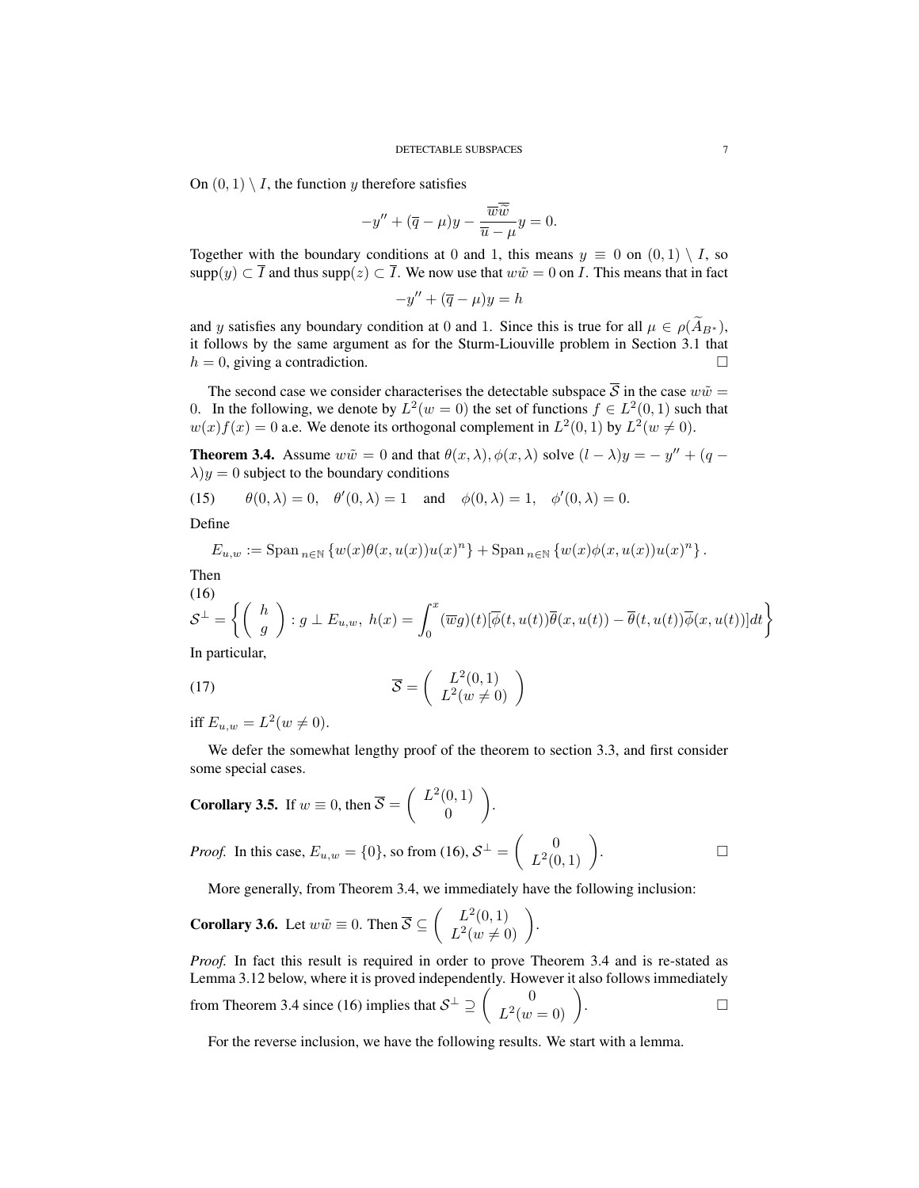On $(0,1) \setminus I$, the function $y$ therefore satisfies

$$-y'' + (\overline{q} - \mu)y - \frac{\overline{w}\overline{\tilde{w}}}{\overline{u} - \mu} y = 0.$$

Together with the boundary conditions at 0 and 1, this means $y \equiv 0$ on $(0,1) \setminus I$, so $\operatorname{supp}(y) \subset \overline{I}$ and thus $\operatorname{supp}(z) \subset \overline{I}$. We now use that $w\tilde{w} = 0$ on $I$. This means that in fact

$$-y'' + (\overline{q} - \mu)y = h$$

and $y$ satisfies any boundary condition at 0 and 1. Since this is true for all $\mu \in \rho(\widetilde{A}_{B^*})$, it follows by the same argument as for the Sturm-Liouville problem in Section 3.1 that $h = 0$, giving a contradiction. $\square$

The second case we consider characterises the detectable subspace $\overline{\mathcal{S}}$ in the case $w\tilde{w} = 0$. In the following, we denote by $L^2(w = 0)$ the set of functions $f \in L^2(0,1)$ such that $w(x)f(x) = 0$ a.e. We denote its orthogonal complement in $L^2(0,1)$ by $L^2(w \neq 0)$.

**Theorem 3.4.** Assume $w\tilde{w} = 0$ and that $\theta(x,\lambda), \phi(x,\lambda)$ solve $(l - \lambda)y = -y'' + (q - \lambda)y = 0$ subject to the boundary conditions

$$\theta(0,\lambda) = 0, \quad \theta'(0,\lambda) = 1 \quad \text{and} \quad \phi(0,\lambda) = 1, \quad \phi'(0,\lambda) = 0. \tag{15}$$

Define

$$E_{u,w} := \operatorname{Span}_{n\in\mathbb{N}} \{w(x)\theta(x,u(x))u(x)^n\} + \operatorname{Span}_{n\in\mathbb{N}} \{w(x)\phi(x,u(x))u(x)^n\}.$$

Then

$$\mathcal{S}^\perp = \left\{ \begin{pmatrix} h \\ g \end{pmatrix} : g \perp E_{u,w},\ h(x) = \int_0^x (\overline{w}g)(t)[\overline{\phi}(t,u(t))\overline{\theta}(x,u(t)) - \overline{\theta}(t,u(t))\overline{\phi}(x,u(t))]dt \right\} \tag{16}$$

In particular,

$$\overline{\mathcal{S}} = \begin{pmatrix} L^2(0,1) \\ L^2(w \neq 0) \end{pmatrix} \tag{17}$$

iff $E_{u,w} = L^2(w \neq 0)$.

We defer the somewhat lengthy proof of the theorem to section 3.3, and first consider some special cases.

**Corollary 3.5.** If $w \equiv 0$, then $\overline{\mathcal{S}} = \begin{pmatrix} L^2(0,1) \\ 0 \end{pmatrix}$.

*Proof.* In this case, $E_{u,w} = \{0\}$, so from (16), $\mathcal{S}^\perp = \begin{pmatrix} 0 \\ L^2(0,1) \end{pmatrix}$. $\square$

More generally, from Theorem 3.4, we immediately have the following inclusion:

**Corollary 3.6.** Let $w\tilde{w} \equiv 0$. Then $\overline{\mathcal{S}} \subseteq \begin{pmatrix} L^2(0,1) \\ L^2(w \neq 0) \end{pmatrix}$.

*Proof.* In fact this result is required in order to prove Theorem 3.4 and is re-stated as Lemma 3.12 below, where it is proved independently. However it also follows immediately from Theorem 3.4 since (16) implies that $\mathcal{S}^\perp \supseteq \begin{pmatrix} 0 \\ L^2(w = 0) \end{pmatrix}$. $\square$

For the reverse inclusion, we have the following results. We start with a lemma.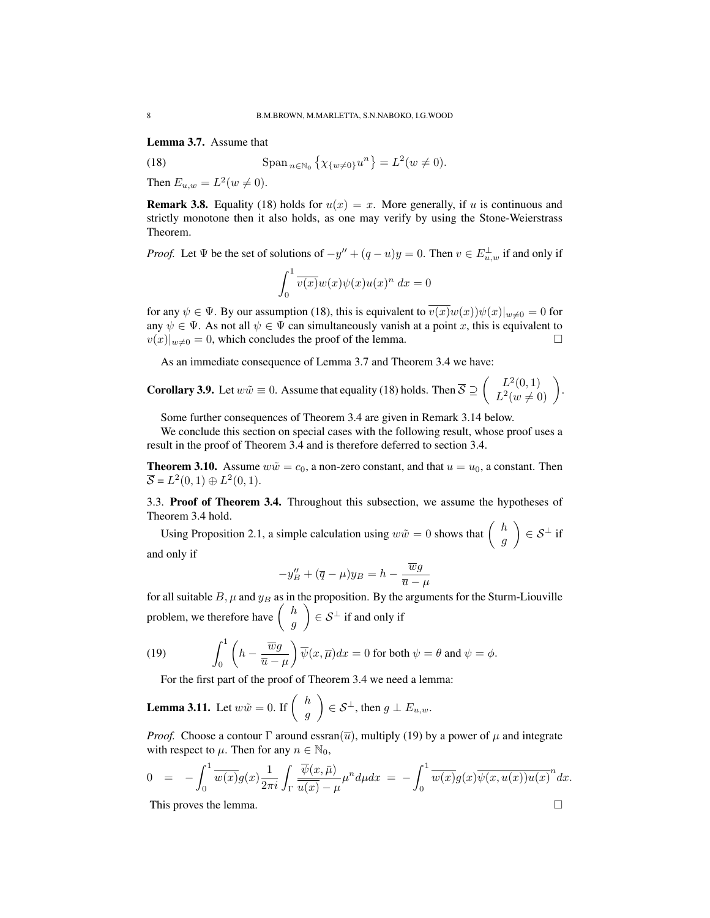**Lemma 3.7.** Assume that

$$\text{Span}_{n\in\mathbb{N}_0}\left\{\chi_{\{w\neq 0\}}u^n\right\} = L^2(w\neq 0). \tag{18}$$

Then $E_{u,w} = L^2(w \neq 0)$.

**Remark 3.8.** Equality (18) holds for $u(x) = x$. More generally, if $u$ is continuous and strictly monotone then it also holds, as one may verify by using the Stone-Weierstrass Theorem.

*Proof.* Let $\Psi$ be the set of solutions of $-y'' + (q-u)y = 0$. Then $v \in E_{u,w}^{\perp}$ if and only if

$$\int_0^1 \overline{v(x)}w(x)\psi(x)u(x)^n\,dx = 0$$

for any $\psi \in \Psi$. By our assumption (18), this is equivalent to $\overline{v(x)}w(x))\psi(x)|_{w\neq 0} = 0$ for any $\psi \in \Psi$. As not all $\psi \in \Psi$ can simultaneously vanish at a point $x$, this is equivalent to $v(x)|_{w\neq 0} = 0$, which concludes the proof of the lemma. □

As an immediate consequence of Lemma 3.7 and Theorem 3.4 we have:

**Corollary 3.9.** Let $w\tilde{w} \equiv 0$. Assume that equality (18) holds. Then $\overline{\mathcal{S}} \supseteq \begin{pmatrix} L^2(0,1) \\ L^2(w\neq 0) \end{pmatrix}$.

Some further consequences of Theorem 3.4 are given in Remark 3.14 below.

We conclude this section on special cases with the following result, whose proof uses a result in the proof of Theorem 3.4 and is therefore deferred to section 3.4.

**Theorem 3.10.** Assume $w\tilde{w} = c_0$, a non-zero constant, and that $u = u_0$, a constant. Then $\overline{\mathcal{S}} = L^2(0,1) \oplus L^2(0,1)$.

### 3.3. Proof of Theorem 3.4.

Throughout this subsection, we assume the hypotheses of Theorem 3.4 hold.

Using Proposition 2.1, a simple calculation using $w\tilde{w} = 0$ shows that $\begin{pmatrix} h \\ g \end{pmatrix} \in \mathcal{S}^{\perp}$ if and only if

$$-y_B'' + (\overline{q} - \mu)y_B = h - \frac{\overline{w}g}{\overline{u} - \mu}$$

for all suitable $B, \mu$ and $y_B$ as in the proposition. By the arguments for the Sturm-Liouville problem, we therefore have $\begin{pmatrix} h \\ g \end{pmatrix} \in \mathcal{S}^{\perp}$ if and only if

$$\int_0^1 \left(h - \frac{\overline{w}g}{\overline{u}-\mu}\right)\overline{\psi}(x,\overline{\mu})dx = 0 \text{ for both } \psi = \theta \text{ and } \psi = \phi. \tag{19}$$

For the first part of the proof of Theorem 3.4 we need a lemma:

**Lemma 3.11.** Let $w\tilde{w} = 0$. If $\begin{pmatrix} h \\ g \end{pmatrix} \in \mathcal{S}^{\perp}$, then $g \perp E_{u,w}$.

*Proof.* Choose a contour $\Gamma$ around essran$(\overline{u})$, multiply (19) by a power of $\mu$ and integrate with respect to $\mu$. Then for any $n \in \mathbb{N}_0$,

$$0 \;=\; -\int_0^1 \overline{w(x)}g(x)\frac{1}{2\pi i}\int_\Gamma \frac{\overline{\psi}(x,\bar{\mu})}{\overline{u(x)}-\mu}\mu^n d\mu dx \;=\; -\int_0^1 \overline{w(x)}g(x)\overline{\psi(x,u(x))u(x)}^n dx.$$

This proves the lemma. □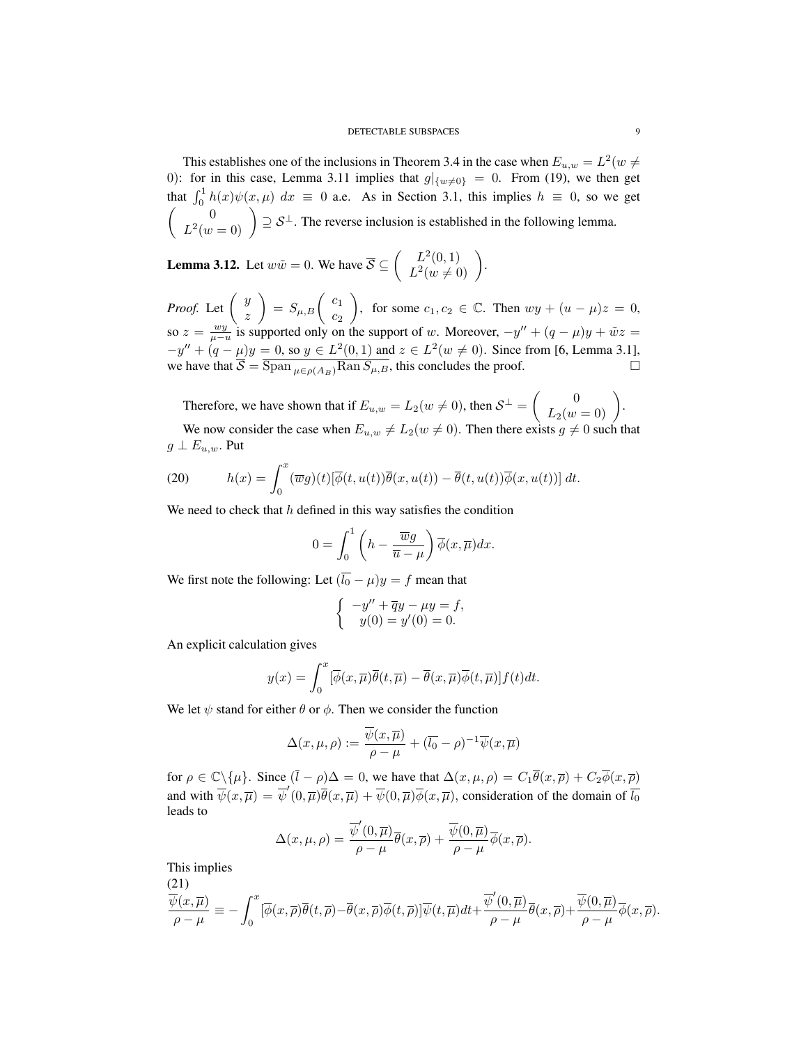This establishes one of the inclusions in Theorem 3.4 in the case when $E_{u,w} = L^2(w \neq 0)$: for in this case, Lemma 3.11 implies that $g|_{\{w\neq 0\}} = 0$. From (19), we then get that $\int_0^1 h(x)\psi(x,\mu)\ dx \equiv 0$ a.e. As in Section 3.1, this implies $h \equiv 0$, so we get $\begin{pmatrix} 0 \\ L^2(w=0) \end{pmatrix} \supseteq \mathcal{S}^\perp$. The reverse inclusion is established in the following lemma.

**Lemma 3.12.** Let $w\tilde{w} = 0$. We have $\overline{\mathcal{S}} \subseteq \begin{pmatrix} L^2(0,1) \\ L^2(w \neq 0) \end{pmatrix}$.

*Proof.* Let $\begin{pmatrix} y \\ z \end{pmatrix} = S_{\mu,B}\begin{pmatrix} c_1 \\ c_2 \end{pmatrix}$, for some $c_1, c_2 \in \mathbb{C}$. Then $wy + (u-\mu)z = 0$, so $z = \frac{wy}{\mu - u}$ is supported only on the support of $w$. Moreover, $-y'' + (q-\mu)y + \tilde{w}z = -y'' + (q-\mu)y = 0$, so $y \in L^2(0,1)$ and $z \in L^2(w \neq 0)$. Since from [6, Lemma 3.1], we have that $\overline{\mathcal{S}} = \overline{\mathrm{Span}_{\mu\in\rho(A_B)}\mathrm{Ran}\, S_{\mu,B}}$, this concludes the proof. $\square$

Therefore, we have shown that if $E_{u,w} = L_2(w \neq 0)$, then $\mathcal{S}^\perp = \begin{pmatrix} 0 \\ L_2(w=0) \end{pmatrix}$.

We now consider the case when $E_{u,w} \neq L_2(w \neq 0)$. Then there exists $g \neq 0$ such that $g \perp E_{u,w}$. Put

$$h(x) = \int_0^x (\overline{w}g)(t)[\overline{\phi}(t,u(t))\overline{\theta}(x,u(t)) - \overline{\theta}(t,u(t))\overline{\phi}(x,u(t))]\ dt. \tag{20}$$

We need to check that $h$ defined in this way satisfies the condition

$$0 = \int_0^1 \left( h - \frac{\overline{w}g}{\overline{u} - \mu} \right) \overline{\phi}(x, \overline{\mu}) dx.$$

We first note the following: Let $(\overline{l_0} - \mu)y = f$ mean that

$$\begin{cases} -y'' + \overline{q}y - \mu y = f, \\ y(0) = y'(0) = 0. \end{cases}$$

An explicit calculation gives

$$y(x) = \int_0^x [\overline{\phi}(x,\overline{\mu})\overline{\theta}(t,\overline{\mu}) - \overline{\theta}(x,\overline{\mu})\overline{\phi}(t,\overline{\mu})] f(t) dt.$$

We let $\psi$ stand for either $\theta$ or $\phi$. Then we consider the function

$$\Delta(x,\mu,\rho) := \frac{\overline{\psi}(x,\overline{\mu})}{\rho - \mu} + (\overline{l_0} - \rho)^{-1}\overline{\psi}(x,\overline{\mu})$$

for $\rho \in \mathbb{C}\backslash\{\mu\}$. Since $(\overline{l} - \rho)\Delta = 0$, we have that $\Delta(x,\mu,\rho) = C_1\overline{\theta}(x,\overline{\rho}) + C_2\overline{\phi}(x,\overline{\rho})$ and with $\overline{\psi}(x,\overline{\mu}) = \overline{\psi}'(0,\overline{\mu})\overline{\theta}(x,\overline{\mu}) + \overline{\psi}(0,\overline{\mu})\overline{\phi}(x,\overline{\mu})$, consideration of the domain of $\overline{l_0}$ leads to

$$\Delta(x,\mu,\rho) = \frac{\overline{\psi}'(0,\overline{\mu})}{\rho - \mu}\overline{\theta}(x,\overline{\rho}) + \frac{\overline{\psi}(0,\overline{\mu})}{\rho - \mu}\overline{\phi}(x,\overline{\rho}).$$

This implies

$$\frac{\overline{\psi}(x,\overline{\mu})}{\rho - \mu} \equiv -\int_0^x [\overline{\phi}(x,\overline{\rho})\overline{\theta}(t,\overline{\rho}) - \overline{\theta}(x,\overline{\rho})\overline{\phi}(t,\overline{\rho})]\overline{\psi}(t,\overline{\mu})dt + \frac{\overline{\psi}'(0,\overline{\mu})}{\rho - \mu}\overline{\theta}(x,\overline{\rho}) + \frac{\overline{\psi}(0,\overline{\mu})}{\rho - \mu}\overline{\phi}(x,\overline{\rho}). \tag{21}$$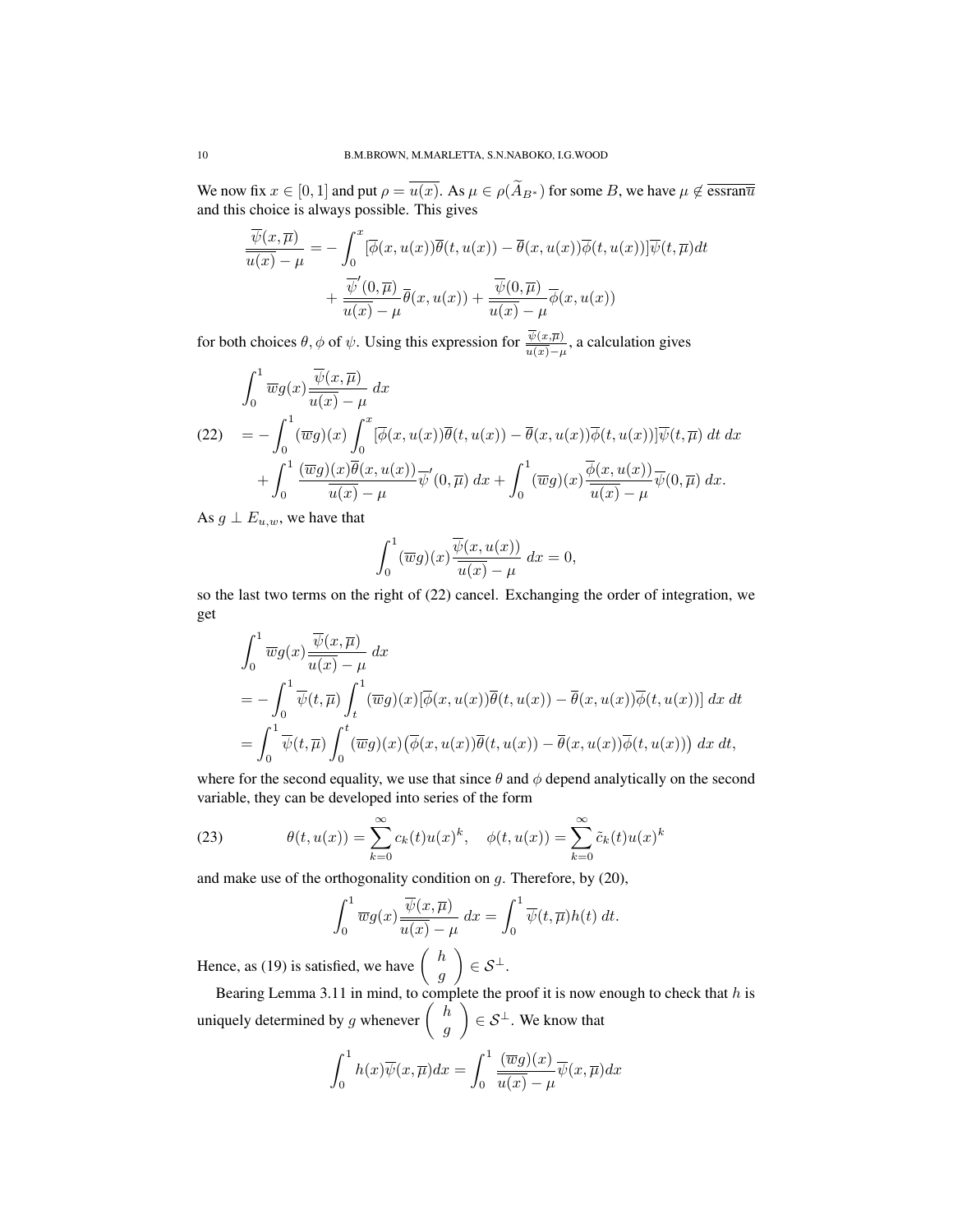We now fix $x \in [0,1]$ and put $\rho = \overline{u(x)}$. As $\mu \in \rho(\widetilde{A}_{B^*})$ for some $B$, we have $\mu \notin \overline{\text{essran}\overline{u}}$ and this choice is always possible. This gives

$$\frac{\overline{\psi}(x,\overline{\mu})}{\overline{u(x)}-\mu} = -\int_0^x [\overline{\phi}(x,u(x))\overline{\theta}(t,u(x)) - \overline{\theta}(x,u(x))\overline{\phi}(t,u(x))]\overline{\psi}(t,\overline{\mu})dt$$
$$+ \frac{\overline{\psi}'(0,\overline{\mu})}{\overline{u(x)}-\mu}\overline{\theta}(x,u(x)) + \frac{\overline{\psi}(0,\overline{\mu})}{\overline{u(x)}-\mu}\overline{\phi}(x,u(x))$$

for both choices $\theta, \phi$ of $\psi$. Using this expression for $\frac{\overline{\psi}(x,\overline{\mu})}{\overline{u(x)}-\mu}$, a calculation gives

$$\begin{aligned}
&\int_0^1 \overline{w}g(x)\frac{\overline{\psi}(x,\overline{\mu})}{\overline{u(x)}-\mu}\,dx \\
(22)\quad &= -\int_0^1 (\overline{w}g)(x)\int_0^x [\overline{\phi}(x,u(x))\overline{\theta}(t,u(x)) - \overline{\theta}(x,u(x))\overline{\phi}(t,u(x))]\overline{\psi}(t,\overline{\mu})\,dt\,dx \\
&\quad + \int_0^1 \frac{(\overline{w}g)(x)\overline{\theta}(x,u(x))}{\overline{u(x)}-\mu}\overline{\psi}'(0,\overline{\mu})\,dx + \int_0^1 (\overline{w}g)(x)\frac{\overline{\phi}(x,u(x))}{\overline{u(x)}-\mu}\overline{\psi}(0,\overline{\mu})\,dx.
\end{aligned}$$

As $g \perp E_{u,w}$, we have that

$$\int_0^1 (\overline{w}g)(x)\frac{\overline{\psi}(x,u(x))}{\overline{u(x)}-\mu}\,dx = 0,$$

so the last two terms on the right of (22) cancel. Exchanging the order of integration, we get

$$\begin{aligned}
&\int_0^1 \overline{w}g(x)\frac{\overline{\psi}(x,\overline{\mu})}{\overline{u(x)}-\mu}\,dx \\
&= -\int_0^1 \overline{\psi}(t,\overline{\mu})\int_t^1 (\overline{w}g)(x)[\overline{\phi}(x,u(x))\overline{\theta}(t,u(x)) - \overline{\theta}(x,u(x))\overline{\phi}(t,u(x))]\,dx\,dt \\
&= \int_0^1 \overline{\psi}(t,\overline{\mu})\int_0^t (\overline{w}g)(x)\big(\overline{\phi}(x,u(x))\overline{\theta}(t,u(x)) - \overline{\theta}(x,u(x))\overline{\phi}(t,u(x))\big)\,dx\,dt,
\end{aligned}$$

where for the second equality, we use that since $\theta$ and $\phi$ depend analytically on the second variable, they can be developed into series of the form

$$(23)\qquad \theta(t,u(x)) = \sum_{k=0}^\infty c_k(t)u(x)^k, \quad \phi(t,u(x)) = \sum_{k=0}^\infty \tilde{c}_k(t)u(x)^k$$

and make use of the orthogonality condition on $g$. Therefore, by (20),

$$\int_0^1 \overline{w}g(x)\frac{\overline{\psi}(x,\overline{\mu})}{\overline{u(x)}-\mu}\,dx = \int_0^1 \overline{\psi}(t,\overline{\mu})h(t)\,dt.$$

Hence, as (19) is satisfied, we have $\begin{pmatrix} h \\ g \end{pmatrix} \in \mathcal{S}^\perp$.

Bearing Lemma 3.11 in mind, to complete the proof it is now enough to check that $h$ is uniquely determined by $g$ whenever $\begin{pmatrix} h \\ g \end{pmatrix} \in \mathcal{S}^\perp$. We know that

$$\int_0^1 h(x)\overline{\psi}(x,\overline{\mu})dx = \int_0^1 \frac{(\overline{w}g)(x)}{\overline{u(x)}-\mu}\overline{\psi}(x,\overline{\mu})dx$$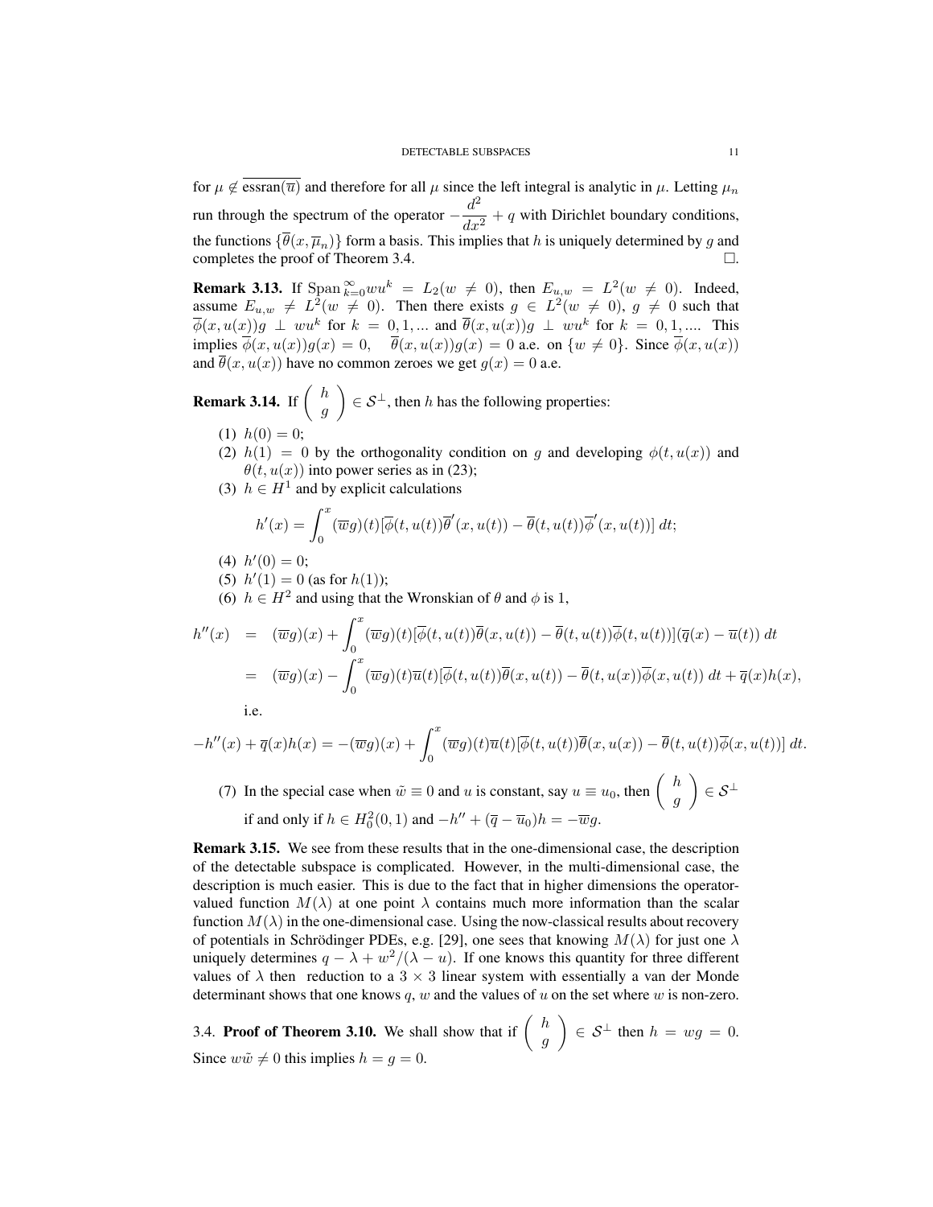for $\mu \notin \overline{\text{essran}(\overline{u})}$ and therefore for all $\mu$ since the left integral is analytic in $\mu$. Letting $\mu_n$ run through the spectrum of the operator $-\dfrac{d^2}{dx^2}+q$ with Dirichlet boundary conditions, the functions $\{\overline{\theta}(x,\overline{\mu}_n)\}$ form a basis. This implies that $h$ is uniquely determined by $g$ and completes the proof of Theorem 3.4. $\square$.

**Remark 3.13.** If $\text{Span}_{k=0}^{\infty} wu^k = L_2(w \neq 0)$, then $E_{u,w} = L^2(w \neq 0)$. Indeed, assume $E_{u,w} \neq L^2(w \neq 0)$. Then there exists $g \in L^2(w \neq 0)$, $g \neq 0$ such that $\overline{\phi}(x,u(x))g \perp wu^k$ for $k = 0,1,\ldots$ and $\overline{\theta}(x,u(x))g \perp wu^k$ for $k = 0,1,\ldots$. This implies $\overline{\phi}(x,u(x))g(x) = 0, \quad \overline{\theta}(x,u(x))g(x) = 0$ a.e. on $\{w \neq 0\}$. Since $\overline{\phi}(x,u(x))$ and $\overline{\theta}(x,u(x))$ have no common zeroes we get $g(x) = 0$ a.e.

**Remark 3.14.** If $\begin{pmatrix} h \\ g \end{pmatrix} \in \mathcal{S}^\perp$, then $h$ has the following properties:

1. $h(0) = 0$;
2. $h(1) = 0$ by the orthogonality condition on $g$ and developing $\phi(t,u(x))$ and $\theta(t,u(x))$ into power series as in (23);
3. $h \in H^1$ and by explicit calculations
$$h'(x) = \int_0^x (\overline{w}g)(t)[\overline{\phi}(t,u(t))\overline{\theta}'(x,u(t)) - \overline{\theta}(t,u(t))\overline{\phi}'(x,u(t))]\,dt;$$
4. $h'(0) = 0$;
5. $h'(1) = 0$ (as for $h(1)$);
6. $h \in H^2$ and using that the Wronskian of $\theta$ and $\phi$ is 1,

$$\begin{aligned} h''(x) &= (\overline{w}g)(x) + \int_0^x (\overline{w}g)(t)[\overline{\phi}(t,u(t))\overline{\theta}(x,u(t)) - \overline{\theta}(t,u(t))\overline{\phi}(t,u(t))](\overline{q}(x) - \overline{u}(t))\,dt \\ &= (\overline{w}g)(x) - \int_0^x (\overline{w}g)(t)\overline{u}(t)[\overline{\phi}(t,u(t))\overline{\theta}(x,u(t)) - \overline{\theta}(t,u(x))\overline{\phi}(x,u(t))\,dt + \overline{q}(x)h(x), \end{aligned}$$

i.e.

$$-h''(x) + \overline{q}(x)h(x) = -(\overline{w}g)(x) + \int_0^x (\overline{w}g)(t)\overline{u}(t)[\overline{\phi}(t,u(t))\overline{\theta}(x,u(x)) - \overline{\theta}(t,u(t))\overline{\phi}(x,u(t))]\,dt.$$

7. In the special case when $\tilde{w} \equiv 0$ and $u$ is constant, say $u \equiv u_0$, then $\begin{pmatrix} h \\ g \end{pmatrix} \in \mathcal{S}^\perp$ if and only if $h \in H_0^2(0,1)$ and $-h'' + (\overline{q} - \overline{u}_0)h = -\overline{w}g$.

**Remark 3.15.** We see from these results that in the one-dimensional case, the description of the detectable subspace is complicated. However, in the multi-dimensional case, the description is much easier. This is due to the fact that in higher dimensions the operator-valued function $M(\lambda)$ at one point $\lambda$ contains much more information than the scalar function $M(\lambda)$ in the one-dimensional case. Using the now-classical results about recovery of potentials in Schrödinger PDEs, e.g. [29], one sees that knowing $M(\lambda)$ for just one $\lambda$ uniquely determines $q - \lambda + w^2/(\lambda - u)$. If one knows this quantity for three different values of $\lambda$ then reduction to a $3\times 3$ linear system with essentially a van der Monde determinant shows that one knows $q$, $w$ and the values of $u$ on the set where $w$ is non-zero.

3.4. **Proof of Theorem 3.10.** We shall show that if $\begin{pmatrix} h \\ g \end{pmatrix} \in \mathcal{S}^\perp$ then $h = wg = 0$. Since $w\tilde{w} \neq 0$ this implies $h = g = 0$.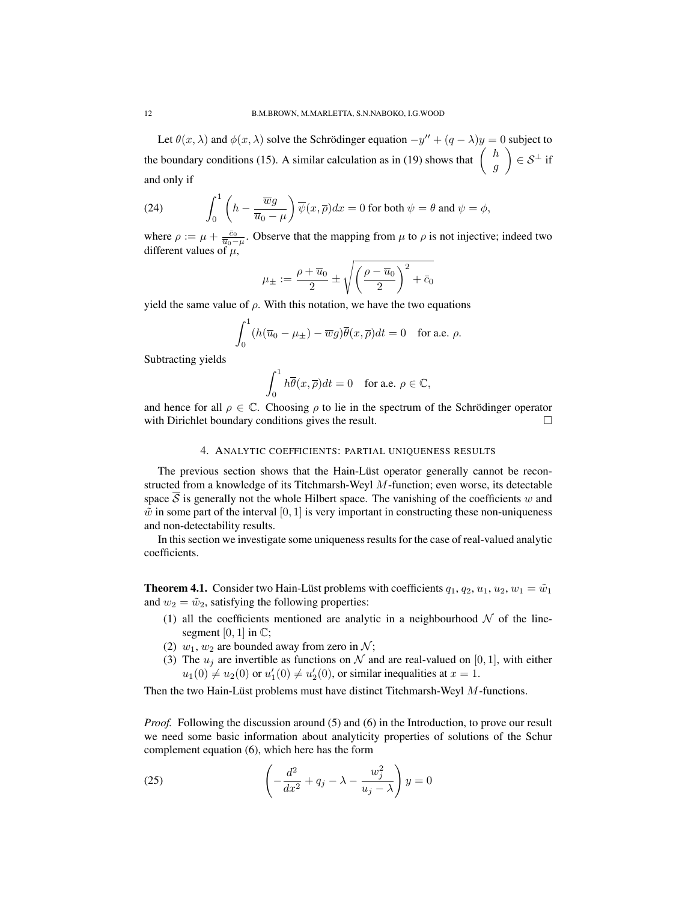Let $\theta(x,\lambda)$ and $\phi(x,\lambda)$ solve the Schrödinger equation $-y''+(q-\lambda)y=0$ subject to the boundary conditions (15). A similar calculation as in (19) shows that $\begin{pmatrix} h \\ g \end{pmatrix} \in \mathcal{S}^\perp$ if and only if

$$\int_0^1 \left( h - \frac{\overline{w} g}{\overline{u}_0 - \mu} \right) \overline{\psi}(x, \overline{\rho}) dx = 0 \text{ for both } \psi = \theta \text{ and } \psi = \phi, \tag{24}$$

where $\rho := \mu + \frac{\bar{c}_0}{\overline{u}_0 - \mu}$. Observe that the mapping from $\mu$ to $\rho$ is not injective; indeed two different values of $\mu$,

$$\mu_\pm := \frac{\rho + \overline{u}_0}{2} \pm \sqrt{\left(\frac{\rho - \overline{u}_0}{2}\right)^2 + \bar{c}_0}$$

yield the same value of $\rho$. With this notation, we have the two equations

$$\int_0^1 (h(\overline{u}_0 - \mu_\pm) - \overline{w} g)\overline{\theta}(x, \overline{\rho}) dt = 0 \quad \text{for a.e. } \rho.$$

Subtracting yields

$$\int_0^1 h \overline{\theta}(x, \overline{\rho}) dt = 0 \quad \text{for a.e. } \rho \in \mathbb{C},$$

and hence for all $\rho \in \mathbb{C}$. Choosing $\rho$ to lie in the spectrum of the Schrödinger operator with Dirichlet boundary conditions gives the result. □

## 4. Analytic coefficients: partial uniqueness results

The previous section shows that the Hain-Lüst operator generally cannot be reconstructed from a knowledge of its Titchmarsh-Weyl $M$-function; even worse, its detectable space $\overline{\mathcal{S}}$ is generally not the whole Hilbert space. The vanishing of the coefficients $w$ and $\tilde{w}$ in some part of the interval $[0,1]$ is very important in constructing these non-uniqueness and non-detectability results.

In this section we investigate some uniqueness results for the case of real-valued analytic coefficients.

**Theorem 4.1.** Consider two Hain-Lüst problems with coefficients $q_1$, $q_2$, $u_1$, $u_2$, $w_1 = \tilde{w}_1$ and $w_2 = \tilde{w}_2$, satisfying the following properties:

1. all the coefficients mentioned are analytic in a neighbourhood $\mathcal{N}$ of the line-segment $[0,1]$ in $\mathbb{C}$;
2. $w_1$, $w_2$ are bounded away from zero in $\mathcal{N}$;
3. The $u_j$ are invertible as functions on $\mathcal{N}$ and are real-valued on $[0,1]$, with either $u_1(0) \neq u_2(0)$ or $u_1'(0) \neq u_2'(0)$, or similar inequalities at $x = 1$.

Then the two Hain-Lüst problems must have distinct Titchmarsh-Weyl $M$-functions.

*Proof.* Following the discussion around (5) and (6) in the Introduction, to prove our result we need some basic information about analyticity properties of solutions of the Schur complement equation (6), which here has the form

$$\left( -\frac{d^2}{dx^2} + q_j - \lambda - \frac{w_j^2}{u_j - \lambda} \right) y = 0 \tag{25}$$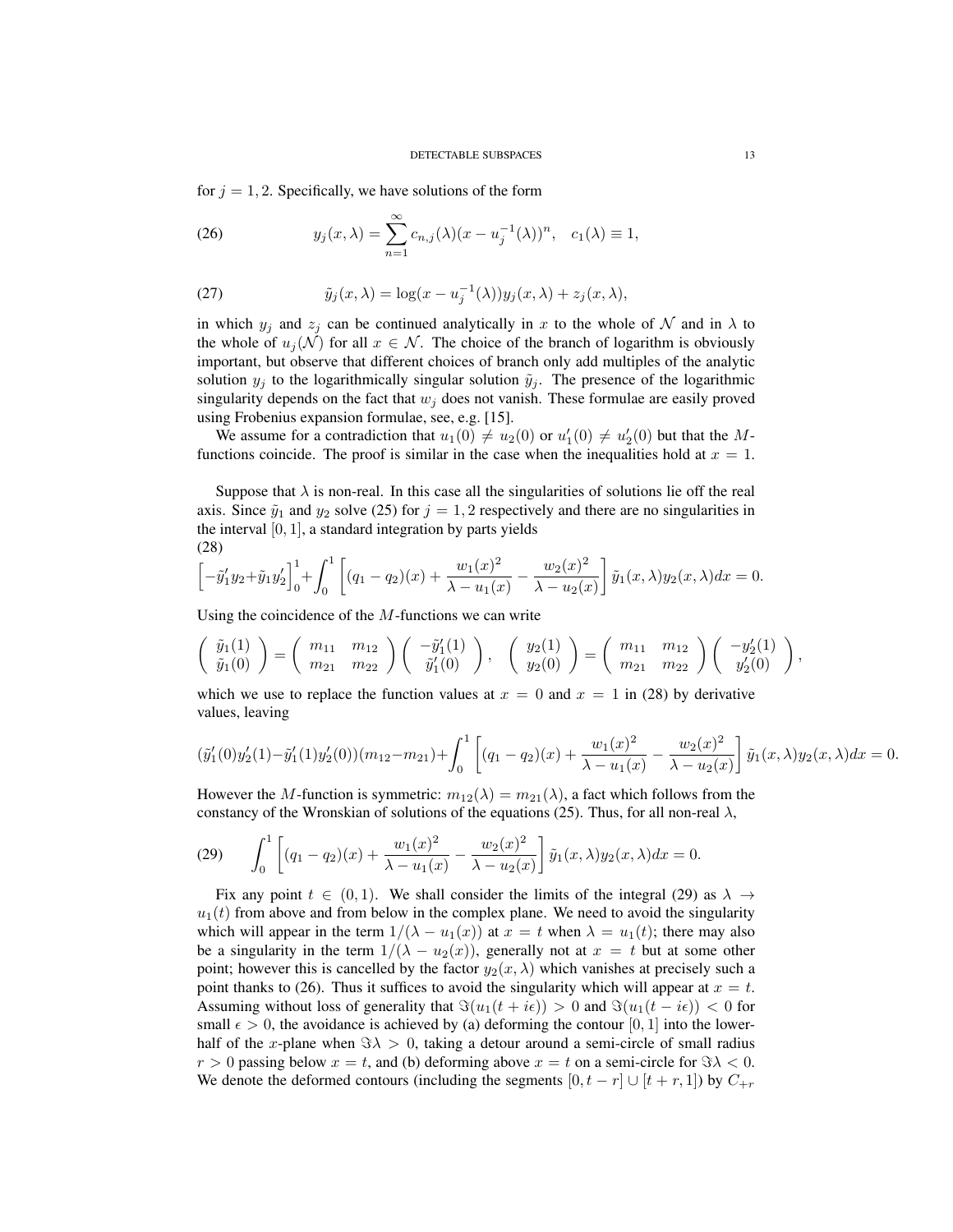for $j = 1, 2$. Specifically, we have solutions of the form

$$y_j(x,\lambda) = \sum_{n=1}^{\infty} c_{n,j}(\lambda)(x - u_j^{-1}(\lambda))^n, \quad c_1(\lambda) \equiv 1, \tag{26}$$

$$\tilde{y}_j(x,\lambda) = \log(x - u_j^{-1}(\lambda)) y_j(x,\lambda) + z_j(x,\lambda), \tag{27}$$

in which $y_j$ and $z_j$ can be continued analytically in $x$ to the whole of $\mathcal{N}$ and in $\lambda$ to the whole of $u_j(\mathcal{N})$ for all $x \in \mathcal{N}$. The choice of the branch of logarithm is obviously important, but observe that different choices of branch only add multiples of the analytic solution $y_j$ to the logarithmically singular solution $\tilde{y}_j$. The presence of the logarithmic singularity depends on the fact that $w_j$ does not vanish. These formulae are easily proved using Frobenius expansion formulae, see, e.g. [15].

We assume for a contradiction that $u_1(0) \neq u_2(0)$ or $u_1'(0) \neq u_2'(0)$ but that the $M$-functions coincide. The proof is similar in the case when the inequalities hold at $x = 1$.

Suppose that $\lambda$ is non-real. In this case all the singularities of solutions lie off the real axis. Since $\tilde{y}_1$ and $y_2$ solve (25) for $j = 1, 2$ respectively and there are no singularities in the interval $[0, 1]$, a standard integration by parts yields

$$\left[-\tilde{y}_1' y_2 + \tilde{y}_1 y_2'\right]_0^1 + \int_0^1 \left[(q_1 - q_2)(x) + \frac{w_1(x)^2}{\lambda - u_1(x)} - \frac{w_2(x)^2}{\lambda - u_2(x)}\right] \tilde{y}_1(x,\lambda) y_2(x,\lambda) dx = 0. \tag{28}$$

Using the coincidence of the $M$-functions we can write

$$\begin{pmatrix} \tilde{y}_1(1) \\ \tilde{y}_1(0) \end{pmatrix} = \begin{pmatrix} m_{11} & m_{12} \\ m_{21} & m_{22} \end{pmatrix} \begin{pmatrix} -\tilde{y}_1'(1) \\ \tilde{y}_1'(0) \end{pmatrix}, \quad \begin{pmatrix} y_2(1) \\ y_2(0) \end{pmatrix} = \begin{pmatrix} m_{11} & m_{12} \\ m_{21} & m_{22} \end{pmatrix} \begin{pmatrix} -y_2'(1) \\ y_2'(0) \end{pmatrix},$$

which we use to replace the function values at $x = 0$ and $x = 1$ in (28) by derivative values, leaving

$$(\tilde{y}_1'(0) y_2'(1) - \tilde{y}_1'(1) y_2'(0))(m_{12} - m_{21}) + \int_0^1 \left[(q_1 - q_2)(x) + \frac{w_1(x)^2}{\lambda - u_1(x)} - \frac{w_2(x)^2}{\lambda - u_2(x)}\right] \tilde{y}_1(x,\lambda) y_2(x,\lambda) dx = 0.$$

However the $M$-function is symmetric: $m_{12}(\lambda) = m_{21}(\lambda)$, a fact which follows from the constancy of the Wronskian of solutions of the equations (25). Thus, for all non-real $\lambda$,

$$\int_0^1 \left[(q_1 - q_2)(x) + \frac{w_1(x)^2}{\lambda - u_1(x)} - \frac{w_2(x)^2}{\lambda - u_2(x)}\right] \tilde{y}_1(x,\lambda) y_2(x,\lambda) dx = 0. \tag{29}$$

Fix any point $t \in (0, 1)$. We shall consider the limits of the integral (29) as $\lambda \to u_1(t)$ from above and from below in the complex plane. We need to avoid the singularity which will appear in the term $1/(\lambda - u_1(x))$ at $x = t$ when $\lambda = u_1(t)$; there may also be a singularity in the term $1/(\lambda - u_2(x))$, generally not at $x = t$ but at some other point; however this is cancelled by the factor $y_2(x, \lambda)$ which vanishes at precisely such a point thanks to (26). Thus it suffices to avoid the singularity which will appear at $x = t$. Assuming without loss of generality that $\Im(u_1(t + i\epsilon)) > 0$ and $\Im(u_1(t - i\epsilon)) < 0$ for small $\epsilon > 0$, the avoidance is achieved by (a) deforming the contour $[0, 1]$ into the lower-half of the $x$-plane when $\Im\lambda > 0$, taking a detour around a semi-circle of small radius $r > 0$ passing below $x = t$, and (b) deforming above $x = t$ on a semi-circle for $\Im\lambda < 0$. We denote the deformed contours (including the segments $[0, t - r] \cup [t + r, 1]$) by $C_{+r}$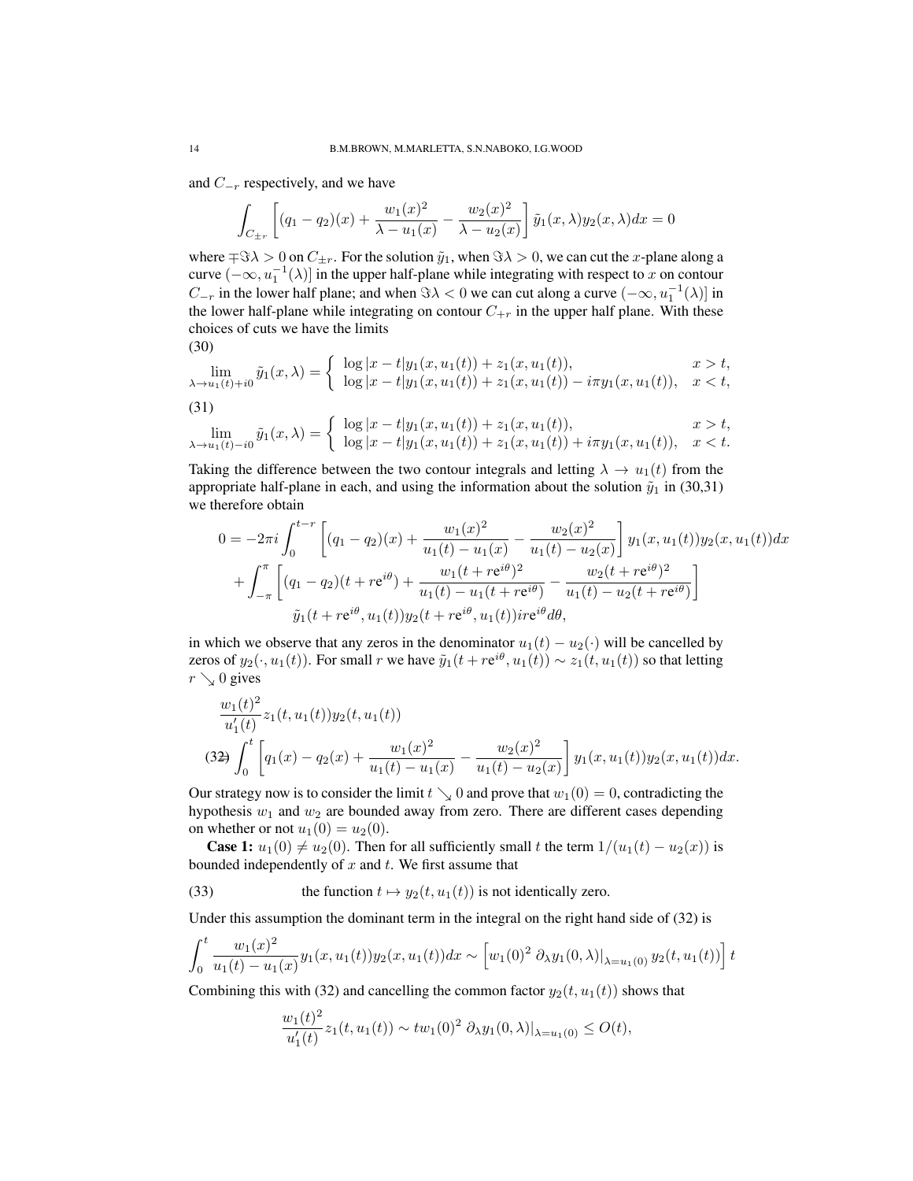and $C_{-r}$ respectively, and we have

$$\int_{C_{\pm r}} \left[ (q_1 - q_2)(x) + \frac{w_1(x)^2}{\lambda - u_1(x)} - \frac{w_2(x)^2}{\lambda - u_2(x)} \right] \tilde{y}_1(x,\lambda) y_2(x,\lambda) dx = 0$$

where $\mp \Im\lambda > 0$ on $C_{\pm r}$. For the solution $\tilde{y}_1$, when $\Im\lambda > 0$, we can cut the $x$-plane along a curve $(-\infty, u_1^{-1}(\lambda)]$ in the upper half-plane while integrating with respect to $x$ on contour $C_{-r}$ in the lower half plane; and when $\Im\lambda < 0$ we can cut along a curve $(-\infty, u_1^{-1}(\lambda)]$ in the lower half-plane while integrating on contour $C_{+r}$ in the upper half plane. With these choices of cuts we have the limits

(30)

$$\lim_{\lambda \to u_1(t)+i0} \tilde{y}_1(x,\lambda) = \begin{cases} \log|x-t| y_1(x, u_1(t)) + z_1(x, u_1(t)), & x > t, \\ \log|x-t| y_1(x, u_1(t)) + z_1(x, u_1(t)) - i\pi y_1(x, u_1(t)), & x < t, \end{cases}$$

(31)

$$\lim_{\lambda \to u_1(t)-i0} \tilde{y}_1(x,\lambda) = \begin{cases} \log|x-t| y_1(x, u_1(t)) + z_1(x, u_1(t)), & x > t, \\ \log|x-t| y_1(x, u_1(t)) + z_1(x, u_1(t)) + i\pi y_1(x, u_1(t)), & x < t. \end{cases}$$

Taking the difference between the two contour integrals and letting $\lambda \to u_1(t)$ from the appropriate half-plane in each, and using the information about the solution $\tilde{y}_1$ in (30,31) we therefore obtain

$$\begin{aligned} 0 = -2\pi i \int_0^{t-r} & \left[ (q_1 - q_2)(x) + \frac{w_1(x)^2}{u_1(t) - u_1(x)} - \frac{w_2(x)^2}{u_1(t) - u_2(x)} \right] y_1(x, u_1(t)) y_2(x, u_1(t)) dx \\ + \int_{-\pi}^{\pi} & \left[ (q_1 - q_2)(t + re^{i\theta}) + \frac{w_1(t + re^{i\theta})^2}{u_1(t) - u_1(t + re^{i\theta})} - \frac{w_2(t + re^{i\theta})^2}{u_1(t) - u_2(t + re^{i\theta})} \right] \\ & \tilde{y}_1(t + re^{i\theta}, u_1(t)) y_2(t + re^{i\theta}, u_1(t)) ire^{i\theta} d\theta, \end{aligned}$$

in which we observe that any zeros in the denominator $u_1(t) - u_2(\cdot)$ will be cancelled by zeros of $y_2(\cdot, u_1(t))$. For small $r$ we have $\tilde{y}_1(t + re^{i\theta}, u_1(t)) \sim z_1(t, u_1(t))$ so that letting $r \searrow 0$ gives

$$\begin{aligned} & \frac{w_1(t)^2}{u_1'(t)} z_1(t, u_1(t)) y_2(t, u_1(t)) \\ (32) \quad & \int_0^t \left[ q_1(x) - q_2(x) + \frac{w_1(x)^2}{u_1(t) - u_1(x)} - \frac{w_2(x)^2}{u_1(t) - u_2(x)} \right] y_1(x, u_1(t)) y_2(x, u_1(t)) dx. \end{aligned}$$

Our strategy now is to consider the limit $t \searrow 0$ and prove that $w_1(0) = 0$, contradicting the hypothesis $w_1$ and $w_2$ are bounded away from zero. There are different cases depending on whether or not $u_1(0) = u_2(0)$.

**Case 1:** $u_1(0) \neq u_2(0)$. Then for all sufficiently small $t$ the term $1/(u_1(t) - u_2(x))$ is bounded independently of $x$ and $t$. We first assume that

(33) the function $t \mapsto y_2(t, u_1(t))$ is not identically zero.

Under this assumption the dominant term in the integral on the right hand side of (32) is

$$\int_0^t \frac{w_1(x)^2}{u_1(t) - u_1(x)} y_1(x, u_1(t)) y_2(x, u_1(t)) dx \sim \left[ w_1(0)^2 \, \partial_\lambda y_1(0,\lambda)|_{\lambda = u_1(0)} \, y_2(t, u_1(t)) \right] t$$

Combining this with (32) and cancelling the common factor $y_2(t, u_1(t))$ shows that

$$\frac{w_1(t)^2}{u_1'(t)} z_1(t, u_1(t)) \sim t w_1(0)^2 \, \partial_\lambda y_1(0,\lambda)|_{\lambda = u_1(0)} \leq O(t),$$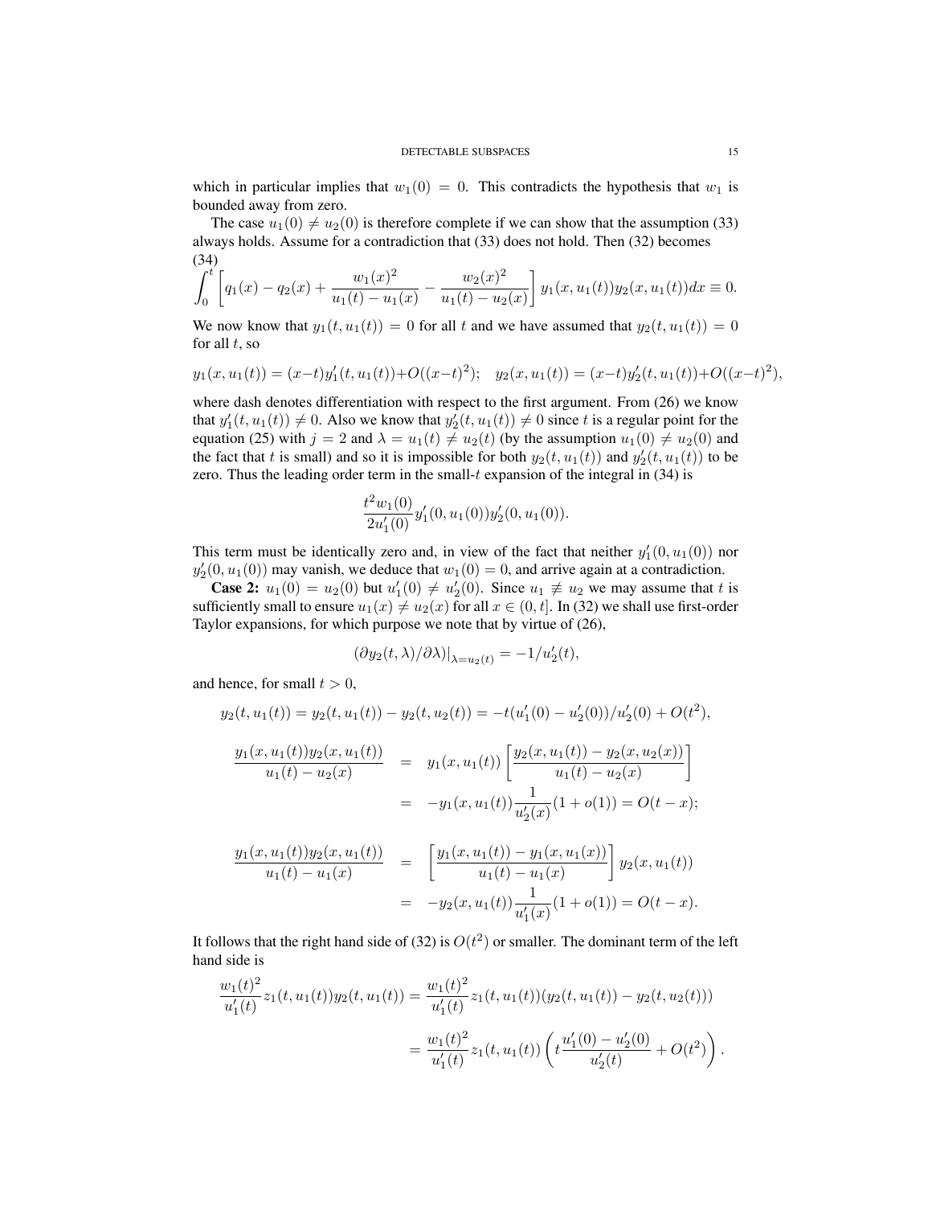which in particular implies that $w_1(0) = 0$. This contradicts the hypothesis that $w_1$ is bounded away from zero.

The case $u_1(0) \neq u_2(0)$ is therefore complete if we can show that the assumption (33) always holds. Assume for a contradiction that (33) does not hold. Then (32) becomes

$$\int_0^t \left[ q_1(x) - q_2(x) + \frac{w_1(x)^2}{u_1(t) - u_1(x)} - \frac{w_2(x)^2}{u_1(t) - u_2(x)} \right] y_1(x, u_1(t)) y_2(x, u_1(t)) dx \equiv 0. \tag{34}$$

We now know that $y_1(t, u_1(t)) = 0$ for all $t$ and we have assumed that $y_2(t, u_1(t)) = 0$ for all $t$, so

$$y_1(x, u_1(t)) = (x-t)y_1'(t, u_1(t)) + O((x-t)^2); \quad y_2(x, u_1(t)) = (x-t)y_2'(t, u_1(t)) + O((x-t)^2),$$

where dash denotes differentiation with respect to the first argument. From (26) we know that $y_1'(t, u_1(t)) \neq 0$. Also we know that $y_2'(t, u_1(t)) \neq 0$ since $t$ is a regular point for the equation (25) with $j = 2$ and $\lambda = u_1(t) \neq u_2(t)$ (by the assumption $u_1(0) \neq u_2(0)$ and the fact that $t$ is small) and so it is impossible for both $y_2(t, u_1(t))$ and $y_2'(t, u_1(t))$ to be zero. Thus the leading order term in the small-$t$ expansion of the integral in (34) is

$$\frac{t^2 w_1(0)}{2u_1'(0)} y_1'(0, u_1(0)) y_2'(0, u_1(0)).$$

This term must be identically zero and, in view of the fact that neither $y_1'(0, u_1(0))$ nor $y_2'(0, u_1(0))$ may vanish, we deduce that $w_1(0) = 0$, and arrive again at a contradiction.

**Case 2:** $u_1(0) = u_2(0)$ but $u_1'(0) \neq u_2'(0)$. Since $u_1 \not\equiv u_2$ we may assume that $t$ is sufficiently small to ensure $u_1(x) \neq u_2(x)$ for all $x \in (0, t]$. In (32) we shall use first-order Taylor expansions, for which purpose we note that by virtue of (26),

$$(\partial y_2(t, \lambda)/\partial \lambda)|_{\lambda = u_2(t)} = -1/u_2'(t),$$

and hence, for small $t > 0$,

$$y_2(t, u_1(t)) = y_2(t, u_1(t)) - y_2(t, u_2(t)) = -t(u_1'(0) - u_2'(0))/u_2'(0) + O(t^2),$$

$$\begin{aligned}
\frac{y_1(x, u_1(t)) y_2(x, u_1(t))}{u_1(t) - u_2(x)} &= y_1(x, u_1(t)) \left[ \frac{y_2(x, u_1(t)) - y_2(x, u_2(x))}{u_1(t) - u_2(x)} \right] \\
&= -y_1(x, u_1(t)) \frac{1}{u_2'(x)} (1 + o(1)) = O(t - x);
\end{aligned}$$

$$\begin{aligned}
\frac{y_1(x, u_1(t)) y_2(x, u_1(t))}{u_1(t) - u_1(x)} &= \left[ \frac{y_1(x, u_1(t)) - y_1(x, u_1(x))}{u_1(t) - u_1(x)} \right] y_2(x, u_1(t)) \\
&= -y_2(x, u_1(t)) \frac{1}{u_1'(x)} (1 + o(1)) = O(t - x).
\end{aligned}$$

It follows that the right hand side of (32) is $O(t^2)$ or smaller. The dominant term of the left hand side is

$$\begin{aligned}
\frac{w_1(t)^2}{u_1'(t)} z_1(t, u_1(t)) y_2(t, u_1(t)) &= \frac{w_1(t)^2}{u_1'(t)} z_1(t, u_1(t)) (y_2(t, u_1(t)) - y_2(t, u_2(t))) \\
&= \frac{w_1(t)^2}{u_1'(t)} z_1(t, u_1(t)) \left( t \frac{u_1'(0) - u_2'(0)}{u_2'(t)} + O(t^2) \right).
\end{aligned}$$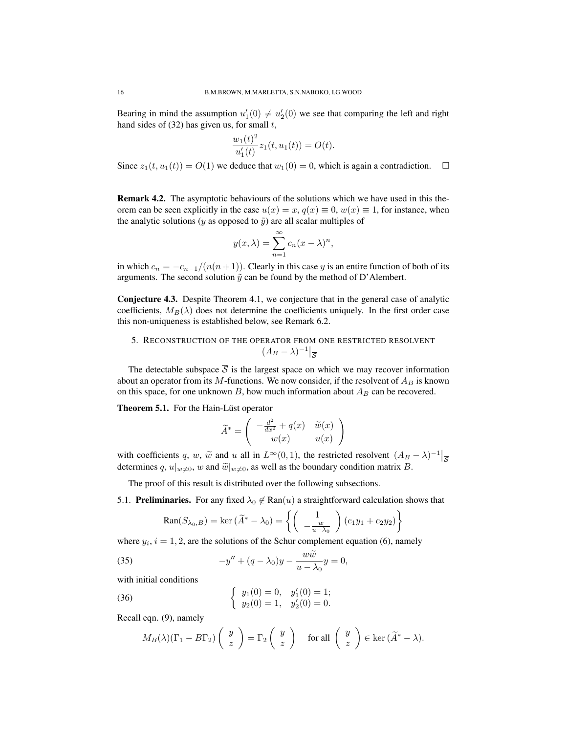Bearing in mind the assumption $u_1'(0) \neq u_2'(0)$ we see that comparing the left and right hand sides of (32) has given us, for small $t$,

$$\frac{w_1(t)^2}{u_1'(t)} z_1(t, u_1(t)) = O(t).$$

Since $z_1(t, u_1(t)) = O(1)$ we deduce that $w_1(0) = 0$, which is again a contradiction. $\square$

**Remark 4.2.** The asymptotic behaviours of the solutions which we have used in this theorem can be seen explicitly in the case $u(x) = x$, $q(x) \equiv 0$, $w(x) \equiv 1$, for instance, when the analytic solutions ($y$ as opposed to $\tilde{y}$) are all scalar multiples of

$$y(x, \lambda) = \sum_{n=1}^{\infty} c_n (x - \lambda)^n,$$

in which $c_n = -c_{n-1}/(n(n+1))$. Clearly in this case $y$ is an entire function of both of its arguments. The second solution $\tilde{y}$ can be found by the method of D'Alembert.

**Conjecture 4.3.** Despite Theorem 4.1, we conjecture that in the general case of analytic coefficients, $M_B(\lambda)$ does not determine the coefficients uniquely. In the first order case this non-uniqueness is established below, see Remark 6.2.

## 5. Reconstruction of the operator from one restricted resolvent $(A_B - \lambda)^{-1}\big|_{\overline{\mathcal{S}}}$

The detectable subspace $\overline{\mathcal{S}}$ is the largest space on which we may recover information about an operator from its $M$-functions. We now consider, if the resolvent of $A_B$ is known on this space, for one unknown $B$, how much information about $A_B$ can be recovered.

**Theorem 5.1.** For the Hain-Lüst operator

$$\widetilde{A}^* = \begin{pmatrix} -\frac{d^2}{dx^2} + q(x) & \widetilde{w}(x) \\ w(x) & u(x) \end{pmatrix}$$

with coefficients $q$, $w$, $\widetilde{w}$ and $u$ all in $L^\infty(0,1)$, the restricted resolvent $(A_B - \lambda)^{-1}\big|_{\overline{\mathcal{S}}}$ determines $q$, $u|_{w \neq 0}$, $w$ and $\widetilde{w}|_{w \neq 0}$, as well as the boundary condition matrix $B$.

The proof of this result is distributed over the following subsections.

### 5.1. Preliminaries.

For any fixed $\lambda_0 \notin \text{Ran}(u)$ a straightforward calculation shows that

$$\text{Ran}(S_{\lambda_0, B}) = \ker(\widetilde{A}^* - \lambda_0) = \left\{ \begin{pmatrix} 1 \\ -\frac{w}{u - \lambda_0} \end{pmatrix} (c_1 y_1 + c_2 y_2) \right\}$$

where $y_i$, $i = 1, 2$, are the solutions of the Schur complement equation (6), namely

$$-y'' + (q - \lambda_0) y - \frac{w \widetilde{w}}{u - \lambda_0} y = 0, \tag{35}$$

with initial conditions

$$\begin{cases} y_1(0) = 0, & y_1'(0) = 1; \\ y_2(0) = 1, & y_2'(0) = 0. \end{cases} \tag{36}$$

Recall eqn. (9), namely

$$M_B(\lambda)(\Gamma_1 - B\Gamma_2) \begin{pmatrix} y \\ z \end{pmatrix} = \Gamma_2 \begin{pmatrix} y \\ z \end{pmatrix} \quad \text{for all } \begin{pmatrix} y \\ z \end{pmatrix} \in \ker(\widetilde{A}^* - \lambda).$$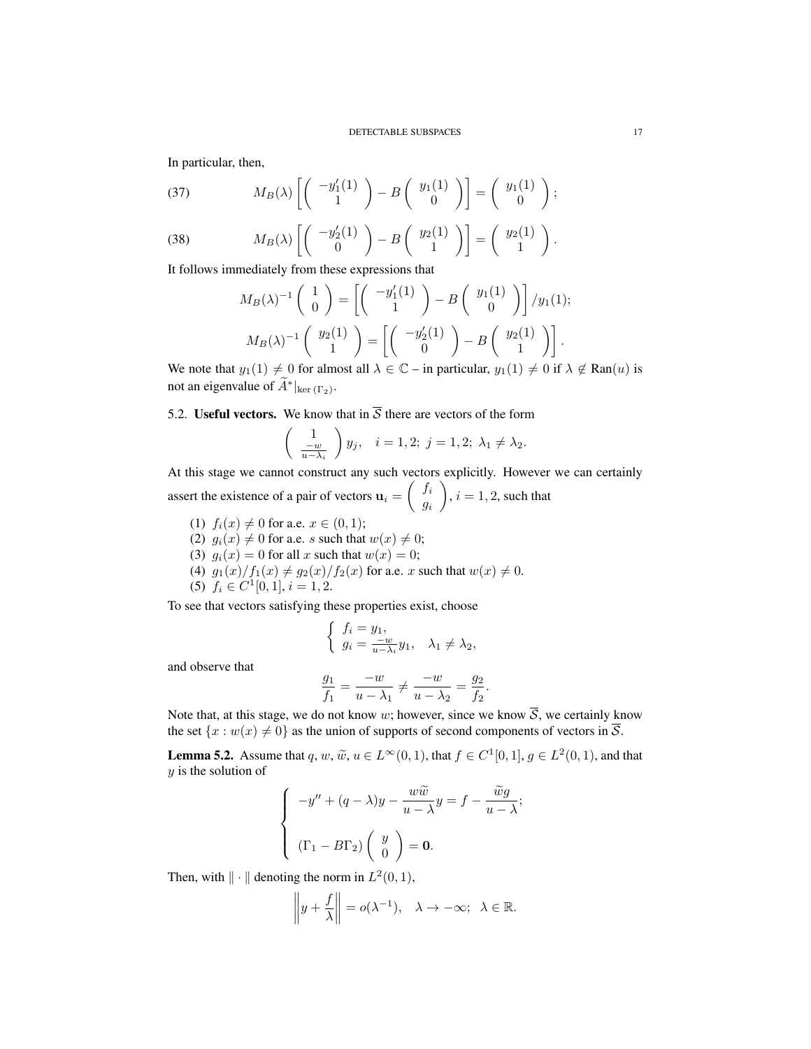In particular, then,

$$M_B(\lambda)\left[\begin{pmatrix} -y_1'(1) \\ 1 \end{pmatrix} - B\begin{pmatrix} y_1(1) \\ 0 \end{pmatrix}\right] = \begin{pmatrix} y_1(1) \\ 0 \end{pmatrix}; \tag{37}$$

$$M_B(\lambda)\left[\begin{pmatrix} -y_2'(1) \\ 0 \end{pmatrix} - B\begin{pmatrix} y_2(1) \\ 1 \end{pmatrix}\right] = \begin{pmatrix} y_2(1) \\ 1 \end{pmatrix}. \tag{38}$$

It follows immediately from these expressions that

$$M_B(\lambda)^{-1}\begin{pmatrix} 1 \\ 0 \end{pmatrix} = \left[\begin{pmatrix} -y_1'(1) \\ 1 \end{pmatrix} - B\begin{pmatrix} y_1(1) \\ 0 \end{pmatrix}\right]/y_1(1);$$

$$M_B(\lambda)^{-1}\begin{pmatrix} y_2(1) \\ 1 \end{pmatrix} = \left[\begin{pmatrix} -y_2'(1) \\ 0 \end{pmatrix} - B\begin{pmatrix} y_2(1) \\ 1 \end{pmatrix}\right].$$

We note that $y_1(1) \neq 0$ for almost all $\lambda \in \mathbb{C}$ – in particular, $y_1(1) \neq 0$ if $\lambda \notin \mathrm{Ran}(u)$ is not an eigenvalue of $\widetilde{A}^*|_{\ker(\Gamma_2)}$.

## 5.2. Useful vectors.

We know that in $\overline{\mathcal{S}}$ there are vectors of the form

$$\begin{pmatrix} 1 \\ \frac{-w}{u-\lambda_i} \end{pmatrix} y_j, \quad i = 1, 2;\ j = 1, 2;\ \lambda_1 \neq \lambda_2.$$

At this stage we cannot construct any such vectors explicitly. However we can certainly assert the existence of a pair of vectors $\mathbf{u}_i = \begin{pmatrix} f_i \\ g_i \end{pmatrix}$, $i = 1, 2$, such that

1. $f_i(x) \neq 0$ for a.e. $x \in (0, 1)$;
2. $g_i(x) \neq 0$ for a.e. $s$ such that $w(x) \neq 0$;
3. $g_i(x) = 0$ for all $x$ such that $w(x) = 0$;
4. $g_1(x)/f_1(x) \neq g_2(x)/f_2(x)$ for a.e. $x$ such that $w(x) \neq 0$.
5. $f_i \in C^1[0, 1]$, $i = 1, 2$.

To see that vectors satisfying these properties exist, choose

$$\begin{cases} f_i = y_1, \\ g_i = \frac{-w}{u-\lambda_i} y_1, \quad \lambda_1 \neq \lambda_2, \end{cases}$$

and observe that

$$\frac{g_1}{f_1} = \frac{-w}{u-\lambda_1} \neq \frac{-w}{u-\lambda_2} = \frac{g_2}{f_2}.$$

Note that, at this stage, we do not know $w$; however, since we know $\overline{\mathcal{S}}$, we certainly know the set $\{x : w(x) \neq 0\}$ as the union of supports of second components of vectors in $\overline{\mathcal{S}}$.

**Lemma 5.2.** *Assume that $q, w, \widetilde{w}, u \in L^\infty(0, 1)$, that $f \in C^1[0, 1]$, $g \in L^2(0, 1)$, and that $y$ is the solution of*

$$\begin{cases} -y'' + (q - \lambda)y - \dfrac{w\widetilde{w}}{u-\lambda} y = f - \dfrac{\widetilde{w}g}{u-\lambda}; \\[2ex] (\Gamma_1 - B\Gamma_2)\begin{pmatrix} y \\ 0 \end{pmatrix} = \mathbf{0}. \end{cases}$$

*Then, with $\|\cdot\|$ denoting the norm in $L^2(0, 1)$,*

$$\left\| y + \frac{f}{\lambda} \right\| = o(\lambda^{-1}), \quad \lambda \to -\infty;\ \lambda \in \mathbb{R}.$$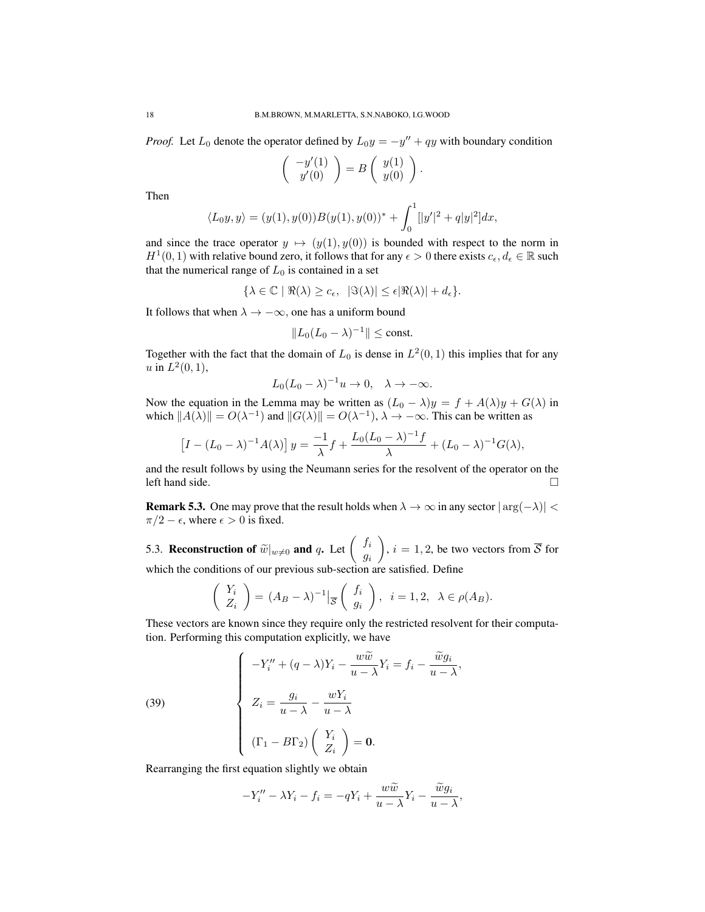*Proof.* Let $L_0$ denote the operator defined by $L_0 y = -y'' + qy$ with boundary condition

$$\begin{pmatrix} -y'(1) \\ y'(0) \end{pmatrix} = B \begin{pmatrix} y(1) \\ y(0) \end{pmatrix}.$$

Then

$$\langle L_0 y, y\rangle = (y(1), y(0))B(y(1), y(0))^* + \int_0^1 [|y'|^2 + q|y|^2]dx,$$

and since the trace operator $y \mapsto (y(1), y(0))$ is bounded with respect to the norm in $H^1(0,1)$ with relative bound zero, it follows that for any $\epsilon > 0$ there exists $c_\epsilon, d_\epsilon \in \mathbb{R}$ such that the numerical range of $L_0$ is contained in a set

$$\{\lambda \in \mathbb{C} \mid \Re(\lambda) \geq c_\epsilon, \ \ |\Im(\lambda)| \leq \epsilon|\Re(\lambda)| + d_\epsilon\}.$$

It follows that when $\lambda \to -\infty$, one has a uniform bound

$$\|L_0(L_0 - \lambda)^{-1}\| \leq \text{const}.$$

Together with the fact that the domain of $L_0$ is dense in $L^2(0,1)$ this implies that for any $u$ in $L^2(0,1)$,

$$L_0(L_0 - \lambda)^{-1}u \to 0, \quad \lambda \to -\infty.$$

Now the equation in the Lemma may be written as $(L_0 - \lambda)y = f + A(\lambda)y + G(\lambda)$ in which $\|A(\lambda)\| = O(\lambda^{-1})$ and $\|G(\lambda)\| = O(\lambda^{-1})$, $\lambda \to -\infty$. This can be written as

$$\left[I - (L_0 - \lambda)^{-1}A(\lambda)\right]y = \frac{-1}{\lambda}f + \frac{L_0(L_0 - \lambda)^{-1}f}{\lambda} + (L_0 - \lambda)^{-1}G(\lambda),$$

and the result follows by using the Neumann series for the resolvent of the operator on the left hand side. □

**Remark 5.3.** One may prove that the result holds when $\lambda \to \infty$ in any sector $|\arg(-\lambda)| < \pi/2 - \epsilon$, where $\epsilon > 0$ is fixed.

5.3. **Reconstruction of $\widetilde{w}|_{w\neq 0}$ and $q$.** Let $\begin{pmatrix} f_i \\ g_i \end{pmatrix}$, $i = 1, 2$, be two vectors from $\overline{\mathcal{S}}$ for which the conditions of our previous sub-section are satisfied. Define

$$\begin{pmatrix} Y_i \\ Z_i \end{pmatrix} = (A_B - \lambda)^{-1}\big|_{\overline{\mathcal{S}}} \begin{pmatrix} f_i \\ g_i \end{pmatrix}, \ \ i = 1, 2, \ \ \lambda \in \rho(A_B).$$

These vectors are known since they require only the restricted resolvent for their computation. Performing this computation explicitly, we have

$$\begin{cases} -Y_i'' + (q - \lambda)Y_i - \dfrac{w\widetilde{w}}{u - \lambda}Y_i = f_i - \dfrac{\widetilde{w}g_i}{u - \lambda}, \\[2ex] Z_i = \dfrac{g_i}{u - \lambda} - \dfrac{wY_i}{u - \lambda} \\[2ex] (\Gamma_1 - B\Gamma_2)\begin{pmatrix} Y_i \\ Z_i \end{pmatrix} = \mathbf{0}. \end{cases} \tag{39}$$

Rearranging the first equation slightly we obtain

$$-Y_i'' - \lambda Y_i - f_i = -qY_i + \frac{w\widetilde{w}}{u - \lambda}Y_i - \frac{\widetilde{w}g_i}{u - \lambda},$$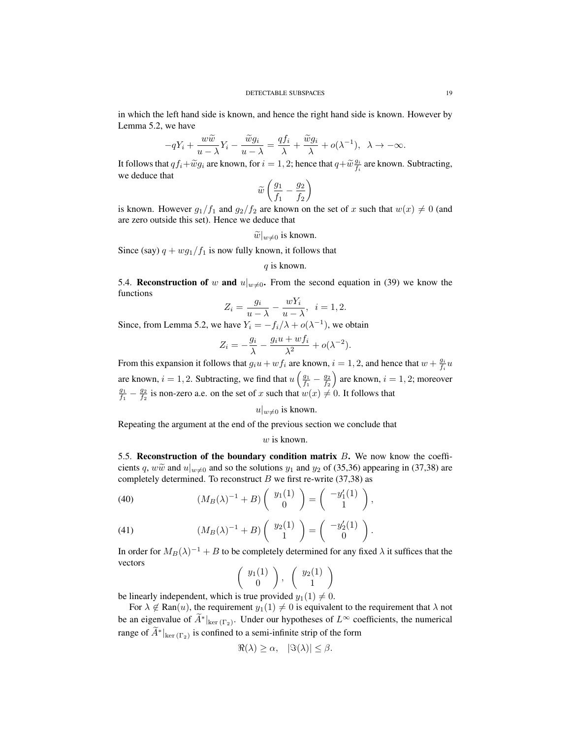in which the left hand side is known, and hence the right hand side is known. However by Lemma 5.2, we have

$$-qY_i + \frac{w\widetilde{w}}{u-\lambda}Y_i - \frac{\widetilde{w}g_i}{u-\lambda} = \frac{qf_i}{\lambda} + \frac{\widetilde{w}g_i}{\lambda} + o(\lambda^{-1}), \quad \lambda \to -\infty.$$

It follows that $qf_i + \widetilde{w}g_i$ are known, for $i = 1, 2$; hence that $q + \widetilde{w}\frac{g_i}{f_i}$ are known. Subtracting, we deduce that

$$\widetilde{w}\left(\frac{g_1}{f_1} - \frac{g_2}{f_2}\right)$$

is known. However $g_1/f_1$ and $g_2/f_2$ are known on the set of $x$ such that $w(x) \neq 0$ (and are zero outside this set). Hence we deduce that

$$\widetilde{w}|_{w\neq 0} \text{ is known.}$$

Since (say) $q + wg_1/f_1$ is now fully known, it follows that

$$q \text{ is known.}$$

5.4. **Reconstruction of $w$ and $u|_{w\neq 0}$.** From the second equation in (39) we know the functions

$$Z_i = \frac{g_i}{u-\lambda} - \frac{wY_i}{u-\lambda}, \quad i = 1, 2.$$

Since, from Lemma 5.2, we have $Y_i = -f_i/\lambda + o(\lambda^{-1})$, we obtain

$$Z_i = -\frac{g_i}{\lambda} - \frac{g_i u + wf_i}{\lambda^2} + o(\lambda^{-2}).$$

From this expansion it follows that $g_i u + wf_i$ are known, $i = 1, 2$, and hence that $w + \frac{g_i}{f_i}u$ are known, $i = 1, 2$. Subtracting, we find that $u\left(\frac{g_1}{f_1} - \frac{g_2}{f_2}\right)$ are known, $i = 1, 2$; moreover $\frac{g_1}{f_1} - \frac{g_2}{f_2}$ is non-zero a.e. on the set of $x$ such that $w(x) \neq 0$. It follows that

$$u|_{w\neq 0} \text{ is known.}$$

Repeating the argument at the end of the previous section we conclude that

$$w \text{ is known.}$$

5.5. **Reconstruction of the boundary condition matrix $B$.** We now know the coefficients $q$, $w\widetilde{w}$ and $u|_{w\neq 0}$ and so the solutions $y_1$ and $y_2$ of (35,36) appearing in (37,38) are completely determined. To reconstruct $B$ we first re-write (37,38) as

$$(M_B(\lambda)^{-1} + B)\begin{pmatrix} y_1(1) \\ 0 \end{pmatrix} = \begin{pmatrix} -y_1'(1) \\ 1 \end{pmatrix}, \tag{40}$$

$$(M_B(\lambda)^{-1} + B)\begin{pmatrix} y_2(1) \\ 1 \end{pmatrix} = \begin{pmatrix} -y_2'(1) \\ 0 \end{pmatrix}. \tag{41}$$

In order for $M_B(\lambda)^{-1} + B$ to be completely determined for any fixed $\lambda$ it suffices that the vectors

$$\begin{pmatrix} y_1(1) \\ 0 \end{pmatrix}, \quad \begin{pmatrix} y_2(1) \\ 1 \end{pmatrix}$$

be linearly independent, which is true provided $y_1(1) \neq 0$.

For $\lambda \notin \mathrm{Ran}(u)$, the requirement $y_1(1) \neq 0$ is equivalent to the requirement that $\lambda$ not be an eigenvalue of $\widetilde{A}^*|_{\ker(\Gamma_2)}$. Under our hypotheses of $L^\infty$ coefficients, the numerical range of $\widetilde{A}^*|_{\ker(\Gamma_2)}$ is confined to a semi-infinite strip of the form

$$\Re(\lambda) \geq \alpha, \quad |\Im(\lambda)| \leq \beta.$$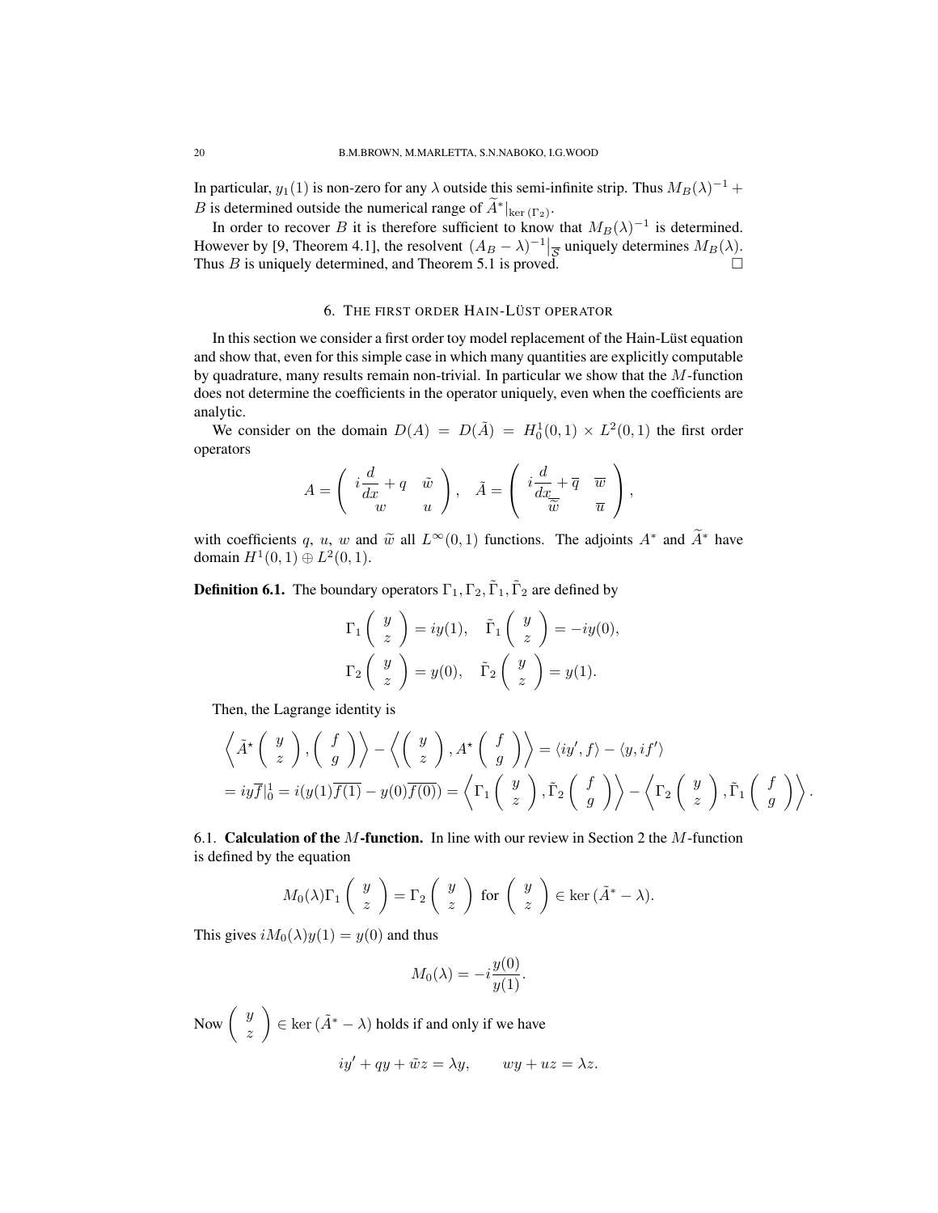In particular, $y_1(1)$ is non-zero for any $\lambda$ outside this semi-infinite strip. Thus $M_B(\lambda)^{-1} + B$ is determined outside the numerical range of $\widetilde{A}^*|_{\ker(\Gamma_2)}$.

In order to recover $B$ it is therefore sufficient to know that $M_B(\lambda)^{-1}$ is determined. However by [9, Theorem 4.1], the resolvent $(A_B - \lambda)^{-1}\big|_{\overline{\mathcal{S}}}$ uniquely determines $M_B(\lambda)$. Thus $B$ is uniquely determined, and Theorem 5.1 is proved. □

## 6. The first order Hain-Lüst operator

In this section we consider a first order toy model replacement of the Hain-Lüst equation and show that, even for this simple case in which many quantities are explicitly computable by quadrature, many results remain non-trivial. In particular we show that the $M$-function does not determine the coefficients in the operator uniquely, even when the coefficients are analytic.

We consider on the domain $D(A) = D(\tilde{A}) = H_0^1(0,1) \times L^2(0,1)$ the first order operators

$$A = \begin{pmatrix} i\dfrac{d}{dx} + q & \tilde{w} \\ w & u \end{pmatrix}, \quad \tilde{A} = \begin{pmatrix} i\dfrac{d}{dx} + \overline{q} & \overline{w} \\ \overline{\tilde{w}} & \overline{u} \end{pmatrix},$$

with coefficients $q$, $u$, $w$ and $\widetilde{w}$ all $L^\infty(0,1)$ functions. The adjoints $A^*$ and $\widetilde{A}^*$ have domain $H^1(0,1) \oplus L^2(0,1)$.

**Definition 6.1.** The boundary operators $\Gamma_1, \Gamma_2, \tilde{\Gamma}_1, \tilde{\Gamma}_2$ are defined by

$$\Gamma_1 \begin{pmatrix} y \\ z \end{pmatrix} = iy(1), \quad \tilde{\Gamma}_1 \begin{pmatrix} y \\ z \end{pmatrix} = -iy(0),$$

$$\Gamma_2 \begin{pmatrix} y \\ z \end{pmatrix} = y(0), \quad \tilde{\Gamma}_2 \begin{pmatrix} y \\ z \end{pmatrix} = y(1).$$

Then, the Lagrange identity is

$$\left\langle \tilde{A}^\star \begin{pmatrix} y \\ z \end{pmatrix}, \begin{pmatrix} f \\ g \end{pmatrix} \right\rangle - \left\langle \begin{pmatrix} y \\ z \end{pmatrix}, A^\star \begin{pmatrix} f \\ g \end{pmatrix} \right\rangle = \langle iy', f \rangle - \langle y, if' \rangle$$

$$= iy\overline{f}|_0^1 = i(y(1)\overline{f(1)} - y(0)\overline{f(0)}) = \left\langle \Gamma_1 \begin{pmatrix} y \\ z \end{pmatrix}, \tilde{\Gamma}_2 \begin{pmatrix} f \\ g \end{pmatrix} \right\rangle - \left\langle \Gamma_2 \begin{pmatrix} y \\ z \end{pmatrix}, \tilde{\Gamma}_1 \begin{pmatrix} f \\ g \end{pmatrix} \right\rangle.$$

### 6.1. Calculation of the $M$-function.

In line with our review in Section 2 the $M$-function is defined by the equation

$$M_0(\lambda)\Gamma_1 \begin{pmatrix} y \\ z \end{pmatrix} = \Gamma_2 \begin{pmatrix} y \\ z \end{pmatrix} \text{ for } \begin{pmatrix} y \\ z \end{pmatrix} \in \ker(\tilde{A}^* - \lambda).$$

This gives $iM_0(\lambda)y(1) = y(0)$ and thus

$$M_0(\lambda) = -i\frac{y(0)}{y(1)}.$$

Now $\begin{pmatrix} y \\ z \end{pmatrix} \in \ker(\tilde{A}^* - \lambda)$ holds if and only if we have

$$iy' + qy + \tilde{w}z = \lambda y, \qquad wy + uz = \lambda z.$$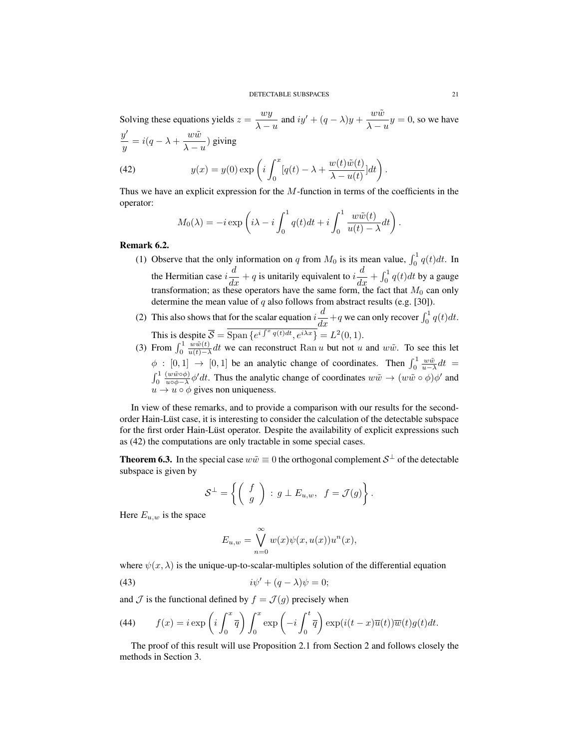Solving these equations yields $z = \dfrac{wy}{\lambda - u}$ and $iy' + (q - \lambda)y + \dfrac{w\tilde{w}}{\lambda - u}y = 0$, so we have $\dfrac{y'}{y} = i(q - \lambda + \dfrac{w\tilde{w}}{\lambda - u})$ giving

$$y(x) = y(0)\exp\left(i\int_0^x [q(t) - \lambda + \frac{w(t)\tilde{w}(t)}{\lambda - u(t)}]dt\right). \tag{42}$$

Thus we have an explicit expression for the $M$-function in terms of the coefficients in the operator:

$$M_0(\lambda) = -i\exp\left(i\lambda - i\int_0^1 q(t)dt + i\int_0^1 \frac{w\tilde{w}(t)}{u(t) - \lambda}dt\right).$$

**Remark 6.2.**

(1) Observe that the only information on $q$ from $M_0$ is its mean value, $\int_0^1 q(t)dt$. In the Hermitian case $i\dfrac{d}{dx} + q$ is unitarily equivalent to $i\dfrac{d}{dx} + \int_0^1 q(t)dt$ by a gauge transformation; as these operators have the same form, the fact that $M_0$ can only determine the mean value of $q$ also follows from abstract results (e.g. [30]).

(2) This also shows that for the scalar equation $i\dfrac{d}{dx} + q$ we can only recover $\int_0^1 q(t)dt$. This is despite $\overline{\mathcal{S}} = \overline{\mathrm{Span}\,\{e^{i\int^x q(t)dt}, e^{i\lambda x}\}} = L^2(0,1)$.

(3) From $\int_0^1 \frac{w\tilde{w}(t)}{u(t)-\lambda}dt$ we can reconstruct $\mathrm{Ran}\, u$ but not $u$ and $w\tilde{w}$. To see this let $\phi : [0,1] \to [0,1]$ be an analytic change of coordinates. Then $\int_0^1 \frac{w\tilde{w}}{u-\lambda}dt = \int_0^1 \frac{(w\tilde{w}\circ\phi)}{u\circ\phi - \lambda}\phi' dt$. Thus the analytic change of coordinates $w\tilde{w} \to (w\tilde{w}\circ\phi)\phi'$ and $u \to u\circ\phi$ gives non uniqueness.

In view of these remarks, and to provide a comparison with our results for the second-order Hain-Lüst case, it is interesting to consider the calculation of the detectable subspace for the first order Hain-Lüst operator. Despite the availability of explicit expressions such as (42) the computations are only tractable in some special cases.

**Theorem 6.3.** In the special case $w\tilde{w} \equiv 0$ the orthogonal complement $\mathcal{S}^\perp$ of the detectable subspace is given by

$$\mathcal{S}^\perp = \left\{ \begin{pmatrix} f \\ g \end{pmatrix} \,:\, g \perp E_{u,w},\;\; f = \mathcal{J}(g) \right\}.$$

Here $E_{u,w}$ is the space

$$E_{u,w} = \bigvee_{n=0}^{\infty} w(x)\psi(x, u(x))u^n(x),$$

where $\psi(x,\lambda)$ is the unique-up-to-scalar-multiples solution of the differential equation

$$i\psi' + (q - \lambda)\psi = 0; \tag{43}$$

and $\mathcal{J}$ is the functional defined by $f = \mathcal{J}(g)$ precisely when

$$f(x) = i\exp\left(i\int_0^x \overline{q}\right)\int_0^x \exp\left(-i\int_0^t \overline{q}\right)\exp(i(t-x)\overline{u}(t))\overline{w}(t)g(t)dt. \tag{44}$$

The proof of this result will use Proposition 2.1 from Section 2 and follows closely the methods in Section 3.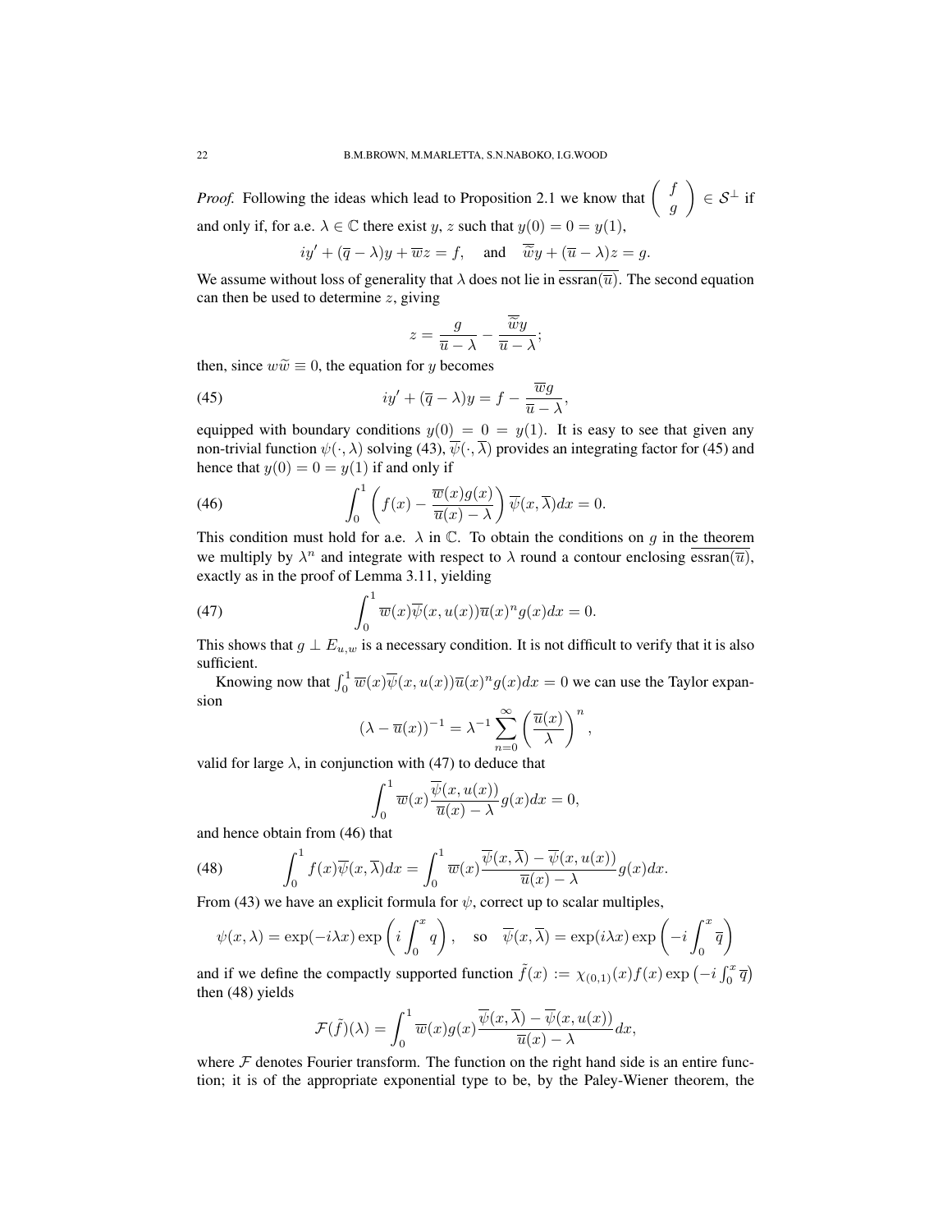*Proof.* Following the ideas which lead to Proposition 2.1 we know that $\begin{pmatrix} f \\ g \end{pmatrix} \in \mathcal{S}^\perp$ if and only if, for a.e. $\lambda \in \mathbb{C}$ there exist $y, z$ such that $y(0) = 0 = y(1)$,

$$iy' + (\overline{q} - \lambda)y + \overline{w}z = f, \quad \text{and} \quad \overline{\widetilde{w}}y + (\overline{u} - \lambda)z = g.$$

We assume without loss of generality that $\lambda$ does not lie in $\overline{\text{essran}(\overline{u})}$. The second equation can then be used to determine $z$, giving

$$z = \frac{g}{\overline{u} - \lambda} - \frac{\overline{\widetilde{w}}y}{\overline{u} - \lambda};$$

then, since $w\widetilde{w} \equiv 0$, the equation for $y$ becomes

$$iy' + (\overline{q} - \lambda)y = f - \frac{\overline{w}g}{\overline{u} - \lambda}, \tag{45}$$

equipped with boundary conditions $y(0) = 0 = y(1)$. It is easy to see that given any non-trivial function $\psi(\cdot, \lambda)$ solving (43), $\overline{\psi}(\cdot, \overline{\lambda})$ provides an integrating factor for (45) and hence that $y(0) = 0 = y(1)$ if and only if

$$\int_0^1 \left( f(x) - \frac{\overline{w}(x)g(x)}{\overline{u}(x) - \lambda} \right) \overline{\psi}(x, \overline{\lambda}) dx = 0. \tag{46}$$

This condition must hold for a.e. $\lambda$ in $\mathbb{C}$. To obtain the conditions on $g$ in the theorem we multiply by $\lambda^n$ and integrate with respect to $\lambda$ round a contour enclosing $\overline{\text{essran}(\overline{u})}$, exactly as in the proof of Lemma 3.11, yielding

$$\int_0^1 \overline{w}(x)\overline{\psi}(x, u(x))\overline{u}(x)^n g(x) dx = 0. \tag{47}$$

This shows that $g \perp E_{u,w}$ is a necessary condition. It is not difficult to verify that it is also sufficient.

Knowing now that $\int_0^1 \overline{w}(x)\overline{\psi}(x, u(x))\overline{u}(x)^n g(x) dx = 0$ we can use the Taylor expansion

$$(\lambda - \overline{u}(x))^{-1} = \lambda^{-1} \sum_{n=0}^{\infty} \left( \frac{\overline{u}(x)}{\lambda} \right)^n,$$

valid for large $\lambda$, in conjunction with (47) to deduce that

$$\int_0^1 \overline{w}(x) \frac{\overline{\psi}(x, u(x))}{\overline{u}(x) - \lambda} g(x) dx = 0,$$

and hence obtain from (46) that

$$\int_0^1 f(x)\overline{\psi}(x, \overline{\lambda}) dx = \int_0^1 \overline{w}(x) \frac{\overline{\psi}(x, \overline{\lambda}) - \overline{\psi}(x, u(x))}{\overline{u}(x) - \lambda} g(x) dx. \tag{48}$$

From (43) we have an explicit formula for $\psi$, correct up to scalar multiples,

$$\psi(x, \lambda) = \exp(-i\lambda x) \exp\left( i \int_0^x q \right), \quad \text{so} \quad \overline{\psi}(x, \overline{\lambda}) = \exp(i\lambda x) \exp\left( -i \int_0^x \overline{q} \right)$$

and if we define the compactly supported function $\tilde{f}(x) := \chi_{(0,1)}(x) f(x) \exp\left( -i \int_0^x \overline{q} \right)$ then (48) yields

$$\mathcal{F}(\tilde{f})(\lambda) = \int_0^1 \overline{w}(x) g(x) \frac{\overline{\psi}(x, \overline{\lambda}) - \overline{\psi}(x, u(x))}{\overline{u}(x) - \lambda} dx,$$

where $\mathcal{F}$ denotes Fourier transform. The function on the right hand side is an entire function; it is of the appropriate exponential type to be, by the Paley-Wiener theorem, the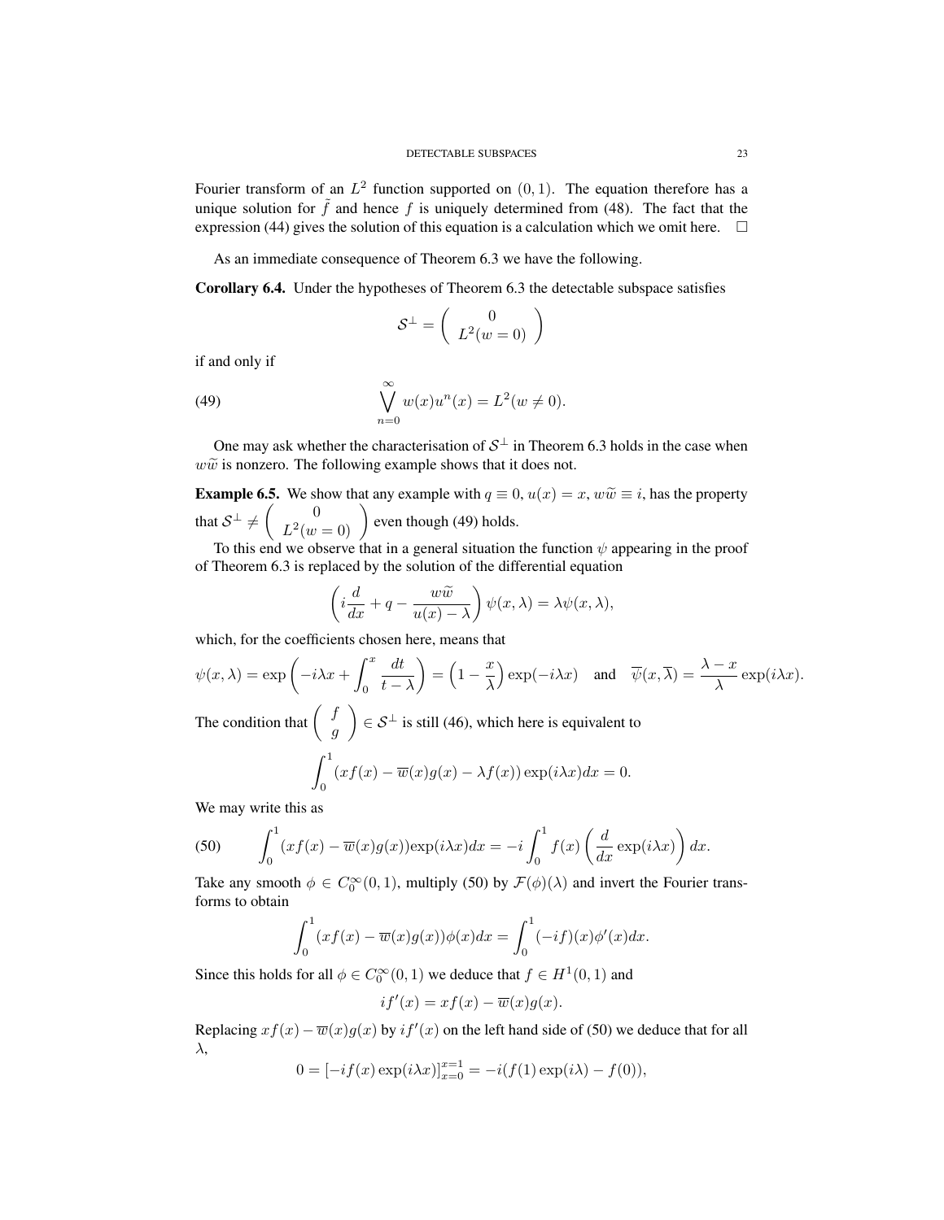Fourier transform of an $L^2$ function supported on $(0,1)$. The equation therefore has a unique solution for $\tilde{f}$ and hence $f$ is uniquely determined from (48). The fact that the expression (44) gives the solution of this equation is a calculation which we omit here. $\square$

As an immediate consequence of Theorem 6.3 we have the following.

**Corollary 6.4.** Under the hypotheses of Theorem 6.3 the detectable subspace satisfies

$$\mathcal{S}^\perp = \begin{pmatrix} 0 \\ L^2(w=0) \end{pmatrix}$$

if and only if

$$\bigvee_{n=0}^{\infty} w(x)u^n(x) = L^2(w \neq 0). \tag{49}$$

One may ask whether the characterisation of $\mathcal{S}^\perp$ in Theorem 6.3 holds in the case when $w\widetilde{w}$ is nonzero. The following example shows that it does not.

**Example 6.5.** We show that any example with $q \equiv 0$, $u(x) = x$, $w\widetilde{w} \equiv i$, has the property that $\mathcal{S}^\perp \neq \begin{pmatrix} 0 \\ L^2(w=0) \end{pmatrix}$ even though (49) holds.

To this end we observe that in a general situation the function $\psi$ appearing in the proof of Theorem 6.3 is replaced by the solution of the differential equation

$$\left( i\frac{d}{dx} + q - \frac{w\widetilde{w}}{u(x) - \lambda} \right) \psi(x,\lambda) = \lambda \psi(x,\lambda),$$

which, for the coefficients chosen here, means that

$$\psi(x,\lambda) = \exp\left( -i\lambda x + \int_0^x \frac{dt}{t-\lambda} \right) = \left( 1 - \frac{x}{\lambda} \right) \exp(-i\lambda x) \quad \text{and} \quad \overline{\psi}(x,\overline{\lambda}) = \frac{\lambda - x}{\lambda} \exp(i\lambda x).$$

The condition that $\begin{pmatrix} f \\ g \end{pmatrix} \in \mathcal{S}^\perp$ is still (46), which here is equivalent to

$$\int_0^1 (xf(x) - \overline{w}(x)g(x) - \lambda f(x)) \exp(i\lambda x) dx = 0.$$

We may write this as

$$\int_0^1 (xf(x) - \overline{w}(x)g(x)) \exp(i\lambda x) dx = -i \int_0^1 f(x) \left( \frac{d}{dx} \exp(i\lambda x) \right) dx. \tag{50}$$

Take any smooth $\phi \in C_0^\infty(0,1)$, multiply (50) by $\mathcal{F}(\phi)(\lambda)$ and invert the Fourier transforms to obtain

$$\int_0^1 (xf(x) - \overline{w}(x)g(x))\phi(x) dx = \int_0^1 (-if)(x)\phi'(x) dx.$$

Since this holds for all $\phi \in C_0^\infty(0,1)$ we deduce that $f \in H^1(0,1)$ and

$$if'(x) = xf(x) - \overline{w}(x)g(x).$$

Replacing $xf(x) - \overline{w}(x)g(x)$ by $if'(x)$ on the left hand side of (50) we deduce that for all $\lambda$,

$$0 = [-if(x)\exp(i\lambda x)]_{x=0}^{x=1} = -i(f(1)\exp(i\lambda) - f(0)),$$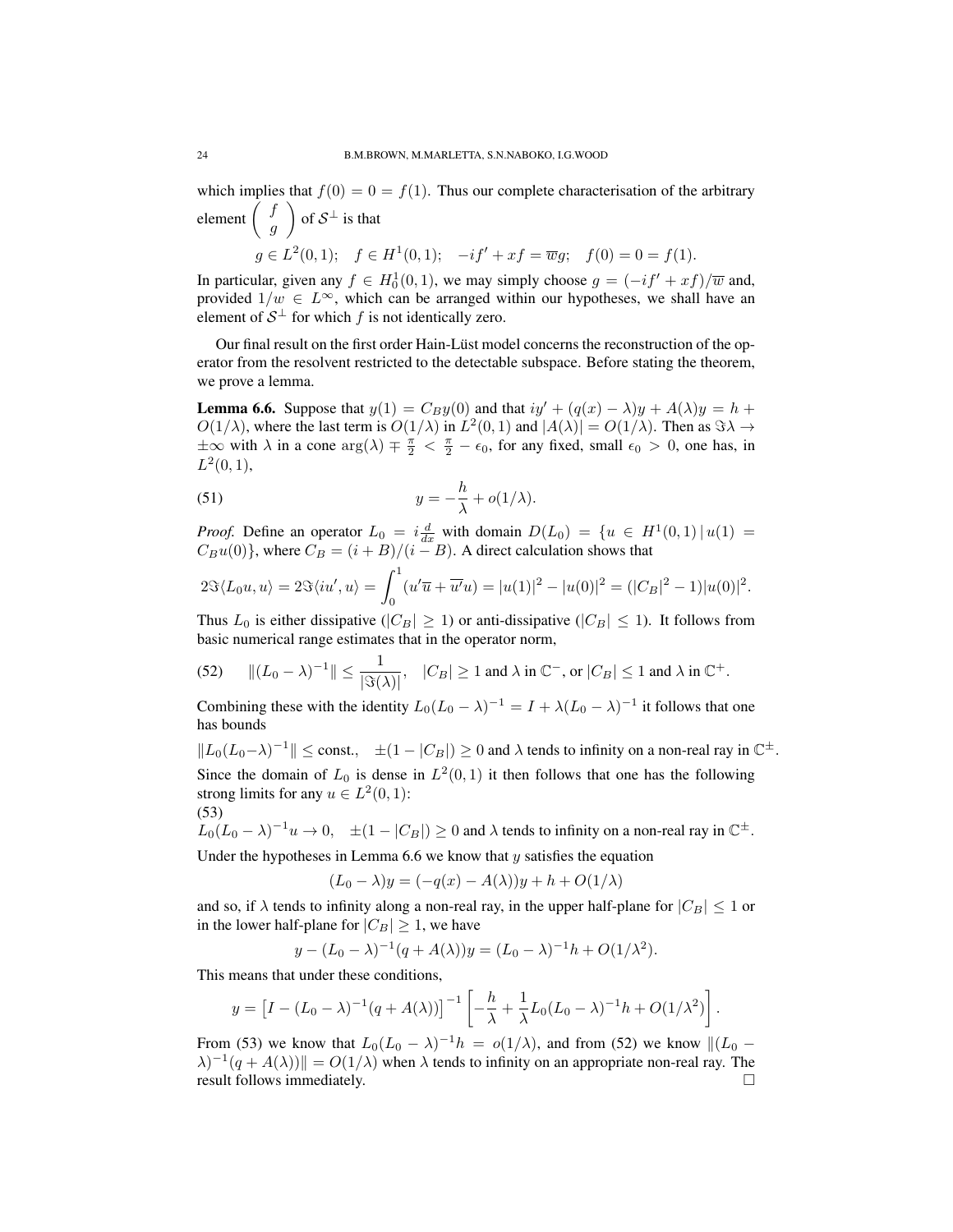which implies that $f(0) = 0 = f(1)$. Thus our complete characterisation of the arbitrary element $\begin{pmatrix} f \\ g \end{pmatrix}$ of $\mathcal{S}^\perp$ is that

$$g \in L^2(0,1); \quad f \in H^1(0,1); \quad -if' + xf = \overline{w}g; \quad f(0) = 0 = f(1).$$

In particular, given any $f \in H_0^1(0,1)$, we may simply choose $g = (-if' + xf)/\overline{w}$ and, provided $1/w \in L^\infty$, which can be arranged within our hypotheses, we shall have an element of $\mathcal{S}^\perp$ for which $f$ is not identically zero.

Our final result on the first order Hain-Lüst model concerns the reconstruction of the operator from the resolvent restricted to the detectable subspace. Before stating the theorem, we prove a lemma.

**Lemma 6.6.** Suppose that $y(1) = C_B y(0)$ and that $iy' + (q(x) - \lambda)y + A(\lambda)y = h + O(1/\lambda)$, where the last term is $O(1/\lambda)$ in $L^2(0,1)$ and $|A(\lambda)| = O(1/\lambda)$. Then as $\Im\lambda \to \pm\infty$ with $\lambda$ in a cone $\arg(\lambda) \mp \frac{\pi}{2} < \frac{\pi}{2} - \epsilon_0$, for any fixed, small $\epsilon_0 > 0$, one has, in $L^2(0,1)$,

$$y = -\frac{h}{\lambda} + o(1/\lambda). \tag{51}$$

*Proof.* Define an operator $L_0 = i\frac{d}{dx}$ with domain $D(L_0) = \{u \in H^1(0,1) \,|\, u(1) = C_B u(0)\}$, where $C_B = (i+B)/(i-B)$. A direct calculation shows that

$$2\Im\langle L_0 u, u\rangle = 2\Im\langle iu', u\rangle = \int_0^1 (u'\overline{u} + \overline{u'}u) = |u(1)|^2 - |u(0)|^2 = (|C_B|^2 - 1)|u(0)|^2.$$

Thus $L_0$ is either dissipative ($|C_B| \geq 1$) or anti-dissipative ($|C_B| \leq 1$). It follows from basic numerical range estimates that in the operator norm,

$$\|(L_0 - \lambda)^{-1}\| \leq \frac{1}{|\Im(\lambda)|}, \quad |C_B| \geq 1 \text{ and } \lambda \text{ in } \mathbb{C}^-, \text{ or } |C_B| \leq 1 \text{ and } \lambda \text{ in } \mathbb{C}^+. \tag{52}$$

Combining these with the identity $L_0(L_0 - \lambda)^{-1} = I + \lambda(L_0 - \lambda)^{-1}$ it follows that one has bounds

$$\|L_0(L_0 - \lambda)^{-1}\| \leq \text{const.}, \quad \pm(1 - |C_B|) \geq 0 \text{ and } \lambda \text{ tends to infinity on a non-real ray in } \mathbb{C}^\pm.$$

Since the domain of $L_0$ is dense in $L^2(0,1)$ it then follows that one has the following strong limits for any $u \in L^2(0,1)$:

$$L_0(L_0 - \lambda)^{-1}u \to 0, \quad \pm(1 - |C_B|) \geq 0 \text{ and } \lambda \text{ tends to infinity on a non-real ray in } \mathbb{C}^\pm. \tag{53}$$

Under the hypotheses in Lemma 6.6 we know that $y$ satisfies the equation

$$(L_0 - \lambda)y = (-q(x) - A(\lambda))y + h + O(1/\lambda)$$

and so, if $\lambda$ tends to infinity along a non-real ray, in the upper half-plane for $|C_B| \leq 1$ or in the lower half-plane for $|C_B| \geq 1$, we have

$$y - (L_0 - \lambda)^{-1}(q + A(\lambda))y = (L_0 - \lambda)^{-1}h + O(1/\lambda^2).$$

This means that under these conditions,

$$y = \left[I - (L_0 - \lambda)^{-1}(q + A(\lambda))\right]^{-1}\left[-\frac{h}{\lambda} + \frac{1}{\lambda}L_0(L_0 - \lambda)^{-1}h + O(1/\lambda^2)\right].$$

From (53) we know that $L_0(L_0 - \lambda)^{-1}h = o(1/\lambda)$, and from (52) we know $\|(L_0 - \lambda)^{-1}(q + A(\lambda))\| = O(1/\lambda)$ when $\lambda$ tends to infinity on an appropriate non-real ray. The result follows immediately. $\square$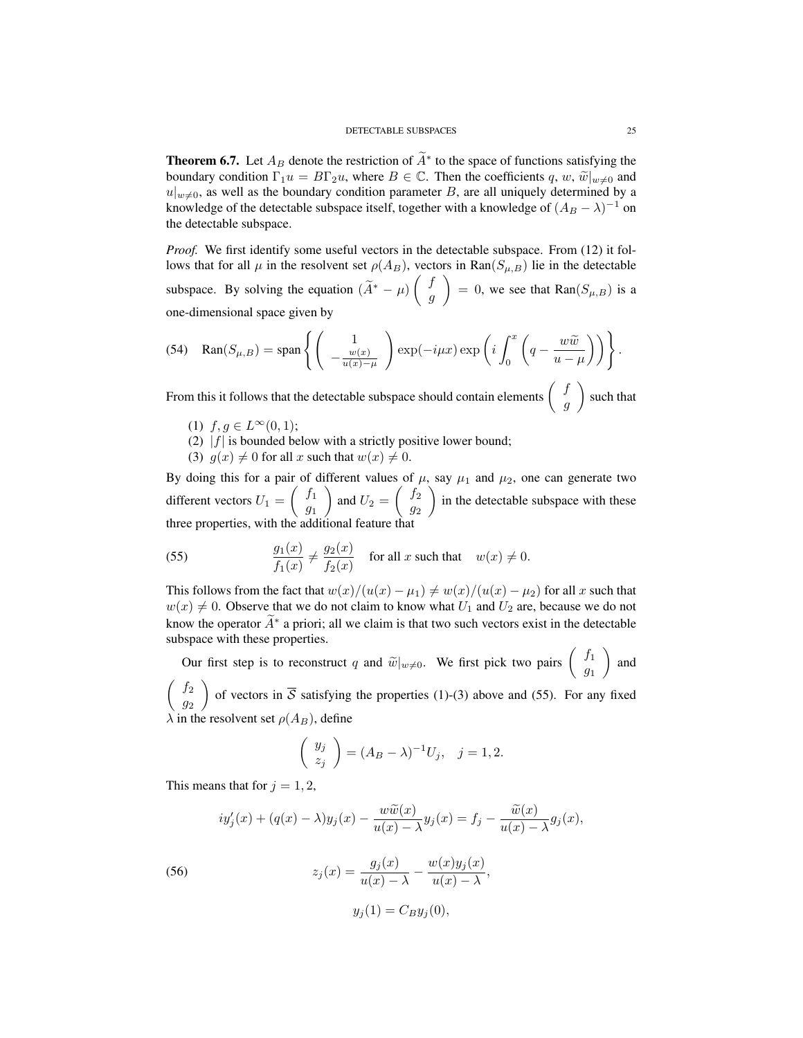**Theorem 6.7.** Let $A_B$ denote the restriction of $\widetilde{A}^*$ to the space of functions satisfying the boundary condition $\Gamma_1 u = B\Gamma_2 u$, where $B \in \mathbb{C}$. Then the coefficients $q$, $w$, $\widetilde{w}|_{w\neq 0}$ and $u|_{w\neq 0}$, as well as the boundary condition parameter $B$, are all uniquely determined by a knowledge of the detectable subspace itself, together with a knowledge of $(A_B - \lambda)^{-1}$ on the detectable subspace.

*Proof.* We first identify some useful vectors in the detectable subspace. From (12) it follows that for all $\mu$ in the resolvent set $\rho(A_B)$, vectors in $\mathrm{Ran}(S_{\mu,B})$ lie in the detectable subspace. By solving the equation $(\widetilde{A}^* - \mu)\begin{pmatrix} f \\ g \end{pmatrix} = 0$, we see that $\mathrm{Ran}(S_{\mu,B})$ is a one-dimensional space given by

$$\mathrm{Ran}(S_{\mu,B}) = \mathrm{span}\left\{ \begin{pmatrix} 1 \\ -\frac{w(x)}{u(x)-\mu} \end{pmatrix} \exp(-i\mu x) \exp\left( i \int_0^x \left( q - \frac{w\widetilde{w}}{u-\mu} \right) \right) \right\}. \tag{54}$$

From this it follows that the detectable subspace should contain elements $\begin{pmatrix} f \\ g \end{pmatrix}$ such that

1. $f, g \in L^\infty(0,1)$;
2. $|f|$ is bounded below with a strictly positive lower bound;
3. $g(x) \neq 0$ for all $x$ such that $w(x) \neq 0$.

By doing this for a pair of different values of $\mu$, say $\mu_1$ and $\mu_2$, one can generate two different vectors $U_1 = \begin{pmatrix} f_1 \\ g_1 \end{pmatrix}$ and $U_2 = \begin{pmatrix} f_2 \\ g_2 \end{pmatrix}$ in the detectable subspace with these three properties, with the additional feature that

$$\frac{g_1(x)}{f_1(x)} \neq \frac{g_2(x)}{f_2(x)} \quad \text{for all } x \text{ such that} \quad w(x) \neq 0. \tag{55}$$

This follows from the fact that $w(x)/(u(x) - \mu_1) \neq w(x)/(u(x) - \mu_2)$ for all $x$ such that $w(x) \neq 0$. Observe that we do not claim to know what $U_1$ and $U_2$ are, because we do not know the operator $\widetilde{A}^*$ a priori; all we claim is that two such vectors exist in the detectable subspace with these properties.

Our first step is to reconstruct $q$ and $\widetilde{w}|_{w\neq 0}$. We first pick two pairs $\begin{pmatrix} f_1 \\ g_1 \end{pmatrix}$ and $\begin{pmatrix} f_2 \\ g_2 \end{pmatrix}$ of vectors in $\overline{\mathcal{S}}$ satisfying the properties (1)-(3) above and (55). For any fixed $\lambda$ in the resolvent set $\rho(A_B)$, define

$$\begin{pmatrix} y_j \\ z_j \end{pmatrix} = (A_B - \lambda)^{-1} U_j, \quad j = 1, 2.$$

This means that for $j = 1, 2$,

$$iy_j'(x) + (q(x) - \lambda)y_j(x) - \frac{w\widetilde{w}(x)}{u(x) - \lambda} y_j(x) = f_j - \frac{\widetilde{w}(x)}{u(x) - \lambda} g_j(x),$$

$$z_j(x) = \frac{g_j(x)}{u(x) - \lambda} - \frac{w(x)y_j(x)}{u(x) - \lambda}, \tag{56}$$

$$y_j(1) = C_B y_j(0),$$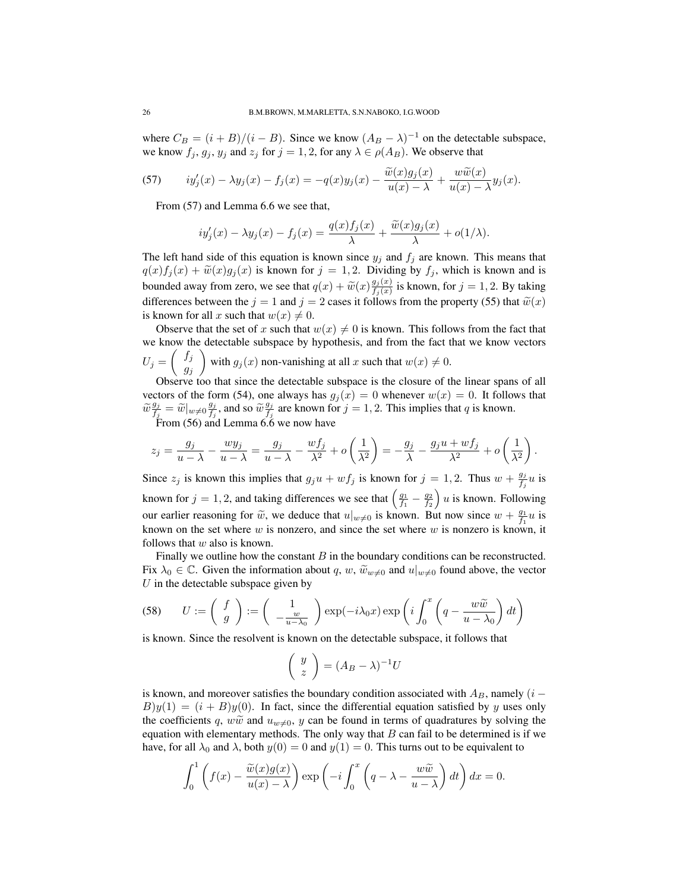where $C_B = (i + B)/(i - B)$. Since we know $(A_B - \lambda)^{-1}$ on the detectable subspace, we know $f_j$, $g_j$, $y_j$ and $z_j$ for $j = 1, 2$, for any $\lambda \in \rho(A_B)$. We observe that

$$iy_j'(x) - \lambda y_j(x) - f_j(x) = -q(x)y_j(x) - \frac{\widetilde{w}(x)g_j(x)}{u(x) - \lambda} + \frac{w\widetilde{w}(x)}{u(x) - \lambda}y_j(x). \tag{57}$$

From (57) and Lemma 6.6 we see that,

$$iy_j'(x) - \lambda y_j(x) - f_j(x) = \frac{q(x)f_j(x)}{\lambda} + \frac{\widetilde{w}(x)g_j(x)}{\lambda} + o(1/\lambda).$$

The left hand side of this equation is known since $y_j$ and $f_j$ are known. This means that $q(x)f_j(x) + \widetilde{w}(x)g_j(x)$ is known for $j = 1, 2$. Dividing by $f_j$, which is known and is bounded away from zero, we see that $q(x) + \widetilde{w}(x)\frac{g_j(x)}{f_j(x)}$ is known, for $j = 1, 2$. By taking differences between the $j = 1$ and $j = 2$ cases it follows from the property (55) that $\widetilde{w}(x)$ is known for all $x$ such that $w(x) \neq 0$.

Observe that the set of $x$ such that $w(x) \neq 0$ is known. This follows from the fact that we know the detectable subspace by hypothesis, and from the fact that we know vectors $U_j = \begin{pmatrix} f_j \\ g_j \end{pmatrix}$ with $g_j(x)$ non-vanishing at all $x$ such that $w(x) \neq 0$.

Observe too that since the detectable subspace is the closure of the linear spans of all vectors of the form (54), one always has $g_j(x) = 0$ whenever $w(x) = 0$. It follows that $\widetilde{w}\frac{g_j}{f_j} = \widetilde{w}|_{w\neq 0}\frac{g_j}{f_j}$, and so $\widetilde{w}\frac{g_j}{f_j}$ are known for $j = 1, 2$. This implies that $q$ is known.

From (56) and Lemma 6.6 we now have

$$z_j = \frac{g_j}{u - \lambda} - \frac{wy_j}{u - \lambda} = \frac{g_j}{u - \lambda} - \frac{wf_j}{\lambda^2} + o\left(\frac{1}{\lambda^2}\right) = -\frac{g_j}{\lambda} - \frac{g_j u + wf_j}{\lambda^2} + o\left(\frac{1}{\lambda^2}\right).$$

Since $z_j$ is known this implies that $g_j u + wf_j$ is known for $j = 1, 2$. Thus $w + \frac{g_j}{f_j}u$ is known for $j = 1, 2$, and taking differences we see that $\left(\frac{g_1}{f_1} - \frac{g_2}{f_2}\right)u$ is known. Following our earlier reasoning for $\widetilde{w}$, we deduce that $u|_{w\neq 0}$ is known. But now since $w + \frac{g_1}{f_1}u$ is known on the set where $w$ is nonzero, and since the set where $w$ is nonzero is known, it follows that $w$ also is known.

Finally we outline how the constant $B$ in the boundary conditions can be reconstructed. Fix $\lambda_0 \in \mathbb{C}$. Given the information about $q$, $w$, $\widetilde{w}_{w\neq 0}$ and $u|_{w\neq 0}$ found above, the vector $U$ in the detectable subspace given by

$$U := \begin{pmatrix} f \\ g \end{pmatrix} := \begin{pmatrix} 1 \\ -\frac{w}{u - \lambda_0} \end{pmatrix} \exp(-i\lambda_0 x) \exp\left(i\int_0^x \left(q - \frac{w\widetilde{w}}{u - \lambda_0}\right) dt\right) \tag{58}$$

is known. Since the resolvent is known on the detectable subspace, it follows that

$$\begin{pmatrix} y \\ z \end{pmatrix} = (A_B - \lambda)^{-1}U$$

is known, and moreover satisfies the boundary condition associated with $A_B$, namely $(i - B)y(1) = (i + B)y(0)$. In fact, since the differential equation satisfied by $y$ uses only the coefficients $q$, $w\widetilde{w}$ and $u_{w\neq 0}$, $y$ can be found in terms of quadratures by solving the equation with elementary methods. The only way that $B$ can fail to be determined is if we have, for all $\lambda_0$ and $\lambda$, both $y(0) = 0$ and $y(1) = 0$. This turns out to be equivalent to

$$\int_0^1 \left(f(x) - \frac{\widetilde{w}(x)g(x)}{u(x) - \lambda}\right) \exp\left(-i\int_0^x \left(q - \lambda - \frac{w\widetilde{w}}{u - \lambda}\right) dt\right) dx = 0.$$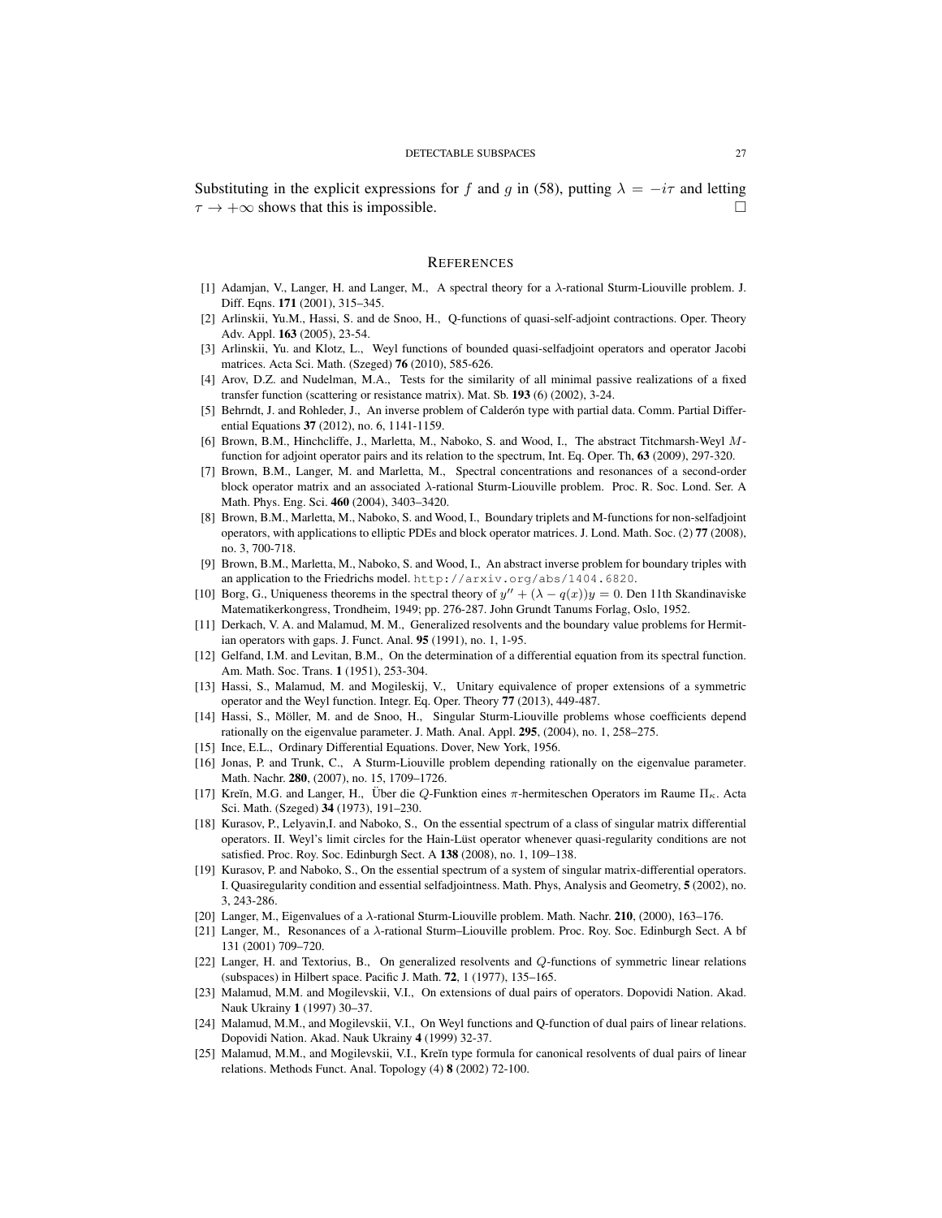Substituting in the explicit expressions for $f$ and $g$ in (58), putting $\lambda = -i\tau$ and letting $\tau \to +\infty$ shows that this is impossible. $\square$

## References

[1] Adamjan, V., Langer, H. and Langer, M., A spectral theory for a $\lambda$-rational Sturm-Liouville problem. J. Diff. Eqns. **171** (2001), 315–345.

[2] Arlinskii, Yu.M., Hassi, S. and de Snoo, H., Q-functions of quasi-self-adjoint contractions. Oper. Theory Adv. Appl. **163** (2005), 23-54.

[3] Arlinskii, Yu. and Klotz, L., Weyl functions of bounded quasi-selfadjoint operators and operator Jacobi matrices. Acta Sci. Math. (Szeged) **76** (2010), 585-626.

[4] Arov, D.Z. and Nudelman, M.A., Tests for the similarity of all minimal passive realizations of a fixed transfer function (scattering or resistance matrix). Mat. Sb. **193** (6) (2002), 3-24.

[5] Behrndt, J. and Rohleder, J., An inverse problem of Calderón type with partial data. Comm. Partial Differential Equations **37** (2012), no. 6, 1141-1159.

[6] Brown, B.M., Hinchcliffe, J., Marletta, M., Naboko, S. and Wood, I., The abstract Titchmarsh-Weyl $M$-function for adjoint operator pairs and its relation to the spectrum, Int. Eq. Oper. Th, **63** (2009), 297-320.

[7] Brown, B.M., Langer, M. and Marletta, M., Spectral concentrations and resonances of a second-order block operator matrix and an associated $\lambda$-rational Sturm-Liouville problem. Proc. R. Soc. Lond. Ser. A Math. Phys. Eng. Sci. **460** (2004), 3403–3420.

[8] Brown, B.M., Marletta, M., Naboko, S. and Wood, I., Boundary triplets and M-functions for non-selfadjoint operators, with applications to elliptic PDEs and block operator matrices. J. Lond. Math. Soc. (2) **77** (2008), no. 3, 700-718.

[9] Brown, B.M., Marletta, M., Naboko, S. and Wood, I., An abstract inverse problem for boundary triples with an application to the Friedrichs model. `http://arxiv.org/abs/1404.6820`.

[10] Borg, G., Uniqueness theorems in the spectral theory of $y'' + (\lambda - q(x))y = 0$. Den 11th Skandinaviske Matematikerkongress, Trondheim, 1949; pp. 276-287. John Grundt Tanums Forlag, Oslo, 1952.

[11] Derkach, V. A. and Malamud, M. M., Generalized resolvents and the boundary value problems for Hermitian operators with gaps. J. Funct. Anal. **95** (1991), no. 1, 1-95.

[12] Gelfand, I.M. and Levitan, B.M., On the determination of a differential equation from its spectral function. Am. Math. Soc. Trans. **1** (1951), 253-304.

[13] Hassi, S., Malamud, M. and Mogileskij, V., Unitary equivalence of proper extensions of a symmetric operator and the Weyl function. Integr. Eq. Oper. Theory **77** (2013), 449-487.

[14] Hassi, S., Möller, M. and de Snoo, H., Singular Sturm-Liouville problems whose coefficients depend rationally on the eigenvalue parameter. J. Math. Anal. Appl. **295**, (2004), no. 1, 258–275.

[15] Ince, E.L., Ordinary Differential Equations. Dover, New York, 1956.

[16] Jonas, P. and Trunk, C., A Sturm-Liouville problem depending rationally on the eigenvalue parameter. Math. Nachr. **280**, (2007), no. 15, 1709–1726.

[17] Kreĭn, M.G. and Langer, H., Über die $Q$-Funktion eines $\pi$-hermiteschen Operators im Raume $\Pi_\kappa$. Acta Sci. Math. (Szeged) **34** (1973), 191–230.

[18] Kurasov, P., Lelyavin,I. and Naboko, S., On the essential spectrum of a class of singular matrix differential operators. II. Weyl's limit circles for the Hain-Lüst operator whenever quasi-regularity conditions are not satisfied. Proc. Roy. Soc. Edinburgh Sect. A **138** (2008), no. 1, 109–138.

[19] Kurasov, P. and Naboko, S., On the essential spectrum of a system of singular matrix-differential operators. I. Quasiregularity condition and essential selfadjointness. Math. Phys, Analysis and Geometry, **5** (2002), no. 3, 243-286.

[20] Langer, M., Eigenvalues of a $\lambda$-rational Sturm-Liouville problem. Math. Nachr. **210**, (2000), 163–176.

[21] Langer, M., Resonances of a $\lambda$-rational Sturm–Liouville problem. Proc. Roy. Soc. Edinburgh Sect. A bf 131 (2001) 709–720.

[22] Langer, H. and Textorius, B., On generalized resolvents and $Q$-functions of symmetric linear relations (subspaces) in Hilbert space. Pacific J. Math. **72**, 1 (1977), 135–165.

[23] Malamud, M.M. and Mogilevskii, V.I., On extensions of dual pairs of operators. Dopovidi Nation. Akad. Nauk Ukrainy **1** (1997) 30–37.

[24] Malamud, M.M., and Mogilevskii, V.I., On Weyl functions and Q-function of dual pairs of linear relations. Dopovidi Nation. Akad. Nauk Ukrainy **4** (1999) 32-37.

[25] Malamud, M.M., and Mogilevskii, V.I., Kreĭn type formula for canonical resolvents of dual pairs of linear relations. Methods Funct. Anal. Topology (4) **8** (2002) 72-100.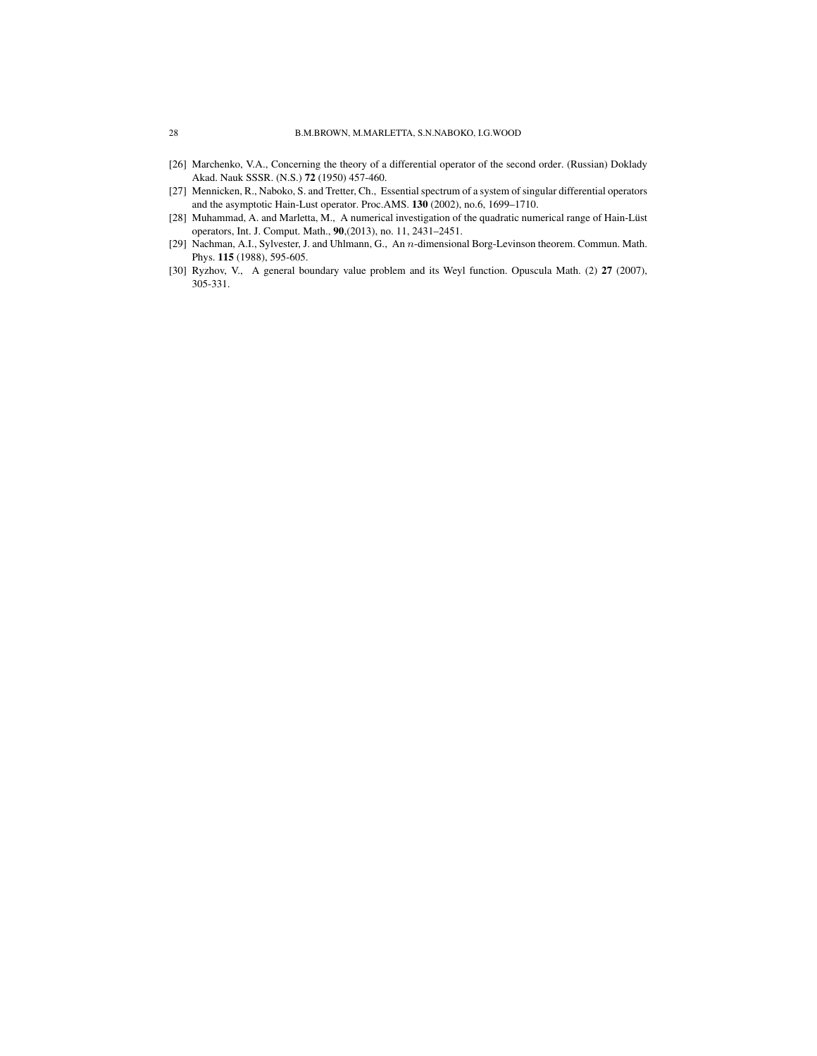[26] Marchenko, V.A., Concerning the theory of a differential operator of the second order. (Russian) Doklady Akad. Nauk SSSR. (N.S.) **72** (1950) 457-460.

[27] Mennicken, R., Naboko, S. and Tretter, Ch., Essential spectrum of a system of singular differential operators and the asymptotic Hain-Lust operator. Proc.AMS. **130** (2002), no.6, 1699–1710.

[28] Muhammad, A. and Marletta, M., A numerical investigation of the quadratic numerical range of Hain-Lüst operators, Int. J. Comput. Math., **90**,(2013), no. 11, 2431–2451.

[29] Nachman, A.I., Sylvester, J. and Uhlmann, G., An $n$-dimensional Borg-Levinson theorem. Commun. Math. Phys. **115** (1988), 595-605.

[30] Ryzhov, V., A general boundary value problem and its Weyl function. Opuscula Math. (2) **27** (2007), 305-331.